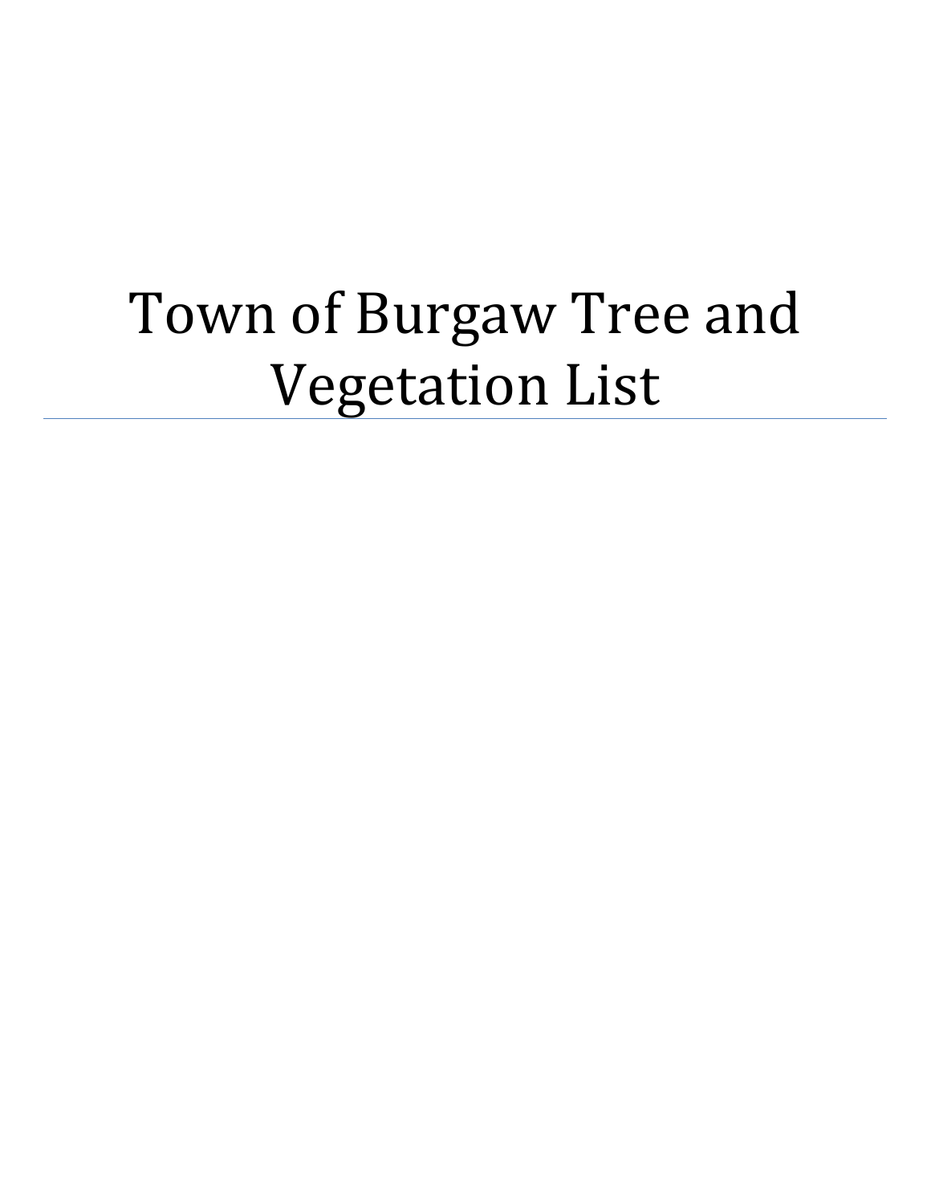# Town of Burgaw Tree and Vegetation List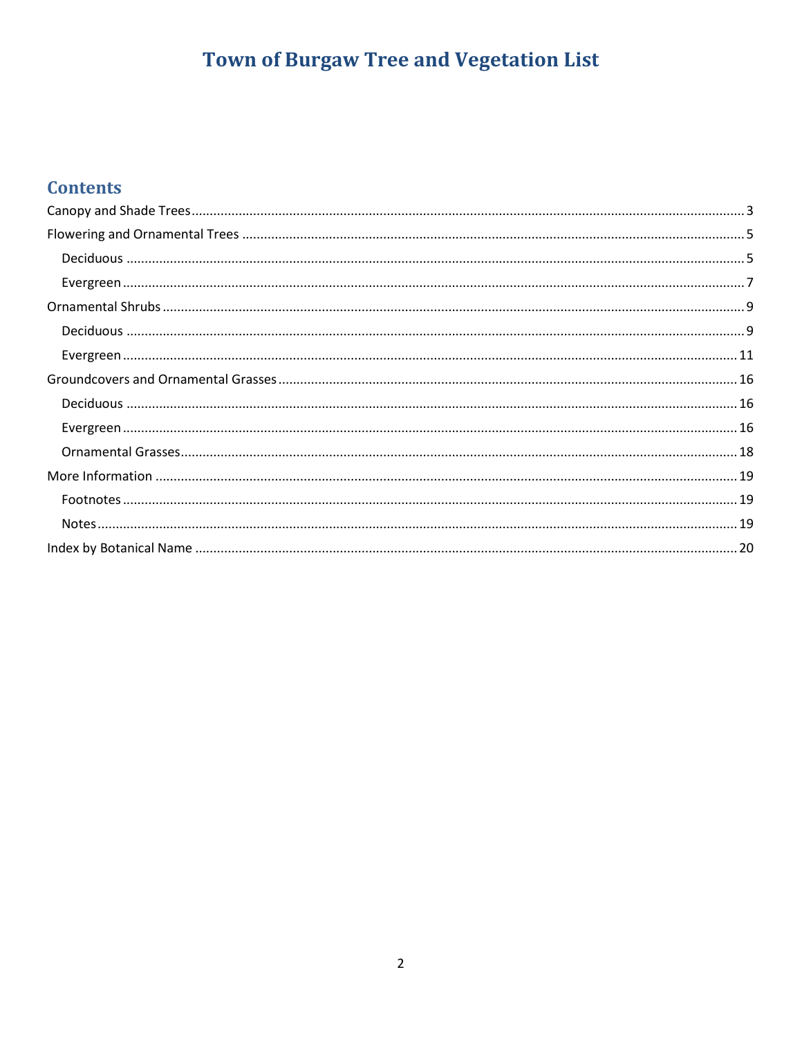# Town of Burgaw Tree and Vegetation List

## Contents

- Canopy and Shade Trees .... 3
- Flowering and Ornamental Trees .... 5
  - Deciduous .... 5
  - Evergreen .... 7
- Ornamental Shrubs .... 9
  - Deciduous .... 9
  - Evergreen .... 11
- Groundcovers and Ornamental Grasses .... 16
  - Deciduous .... 16
  - Evergreen .... 16
  - Ornamental Grasses .... 18
- More Information .... 19
  - Footnotes .... 19
  - Notes .... 19
- Index by Botanical Name .... 20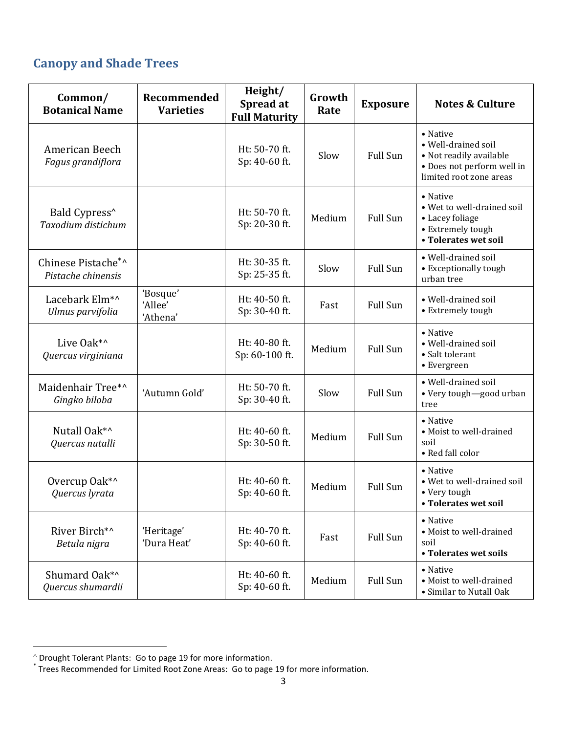## Canopy and Shade Trees

| Common/ Botanical Name | Recommended Varieties | Height/ Spread at Full Maturity | Growth Rate | Exposure | Notes & Culture |
|---|---|---|---|---|---|
| American Beech *Fagus grandiflora* | | Ht: 50-70 ft. Sp: 40-60 ft. | Slow | Full Sun | • Native • Well-drained soil • Not readily available • Does not perform well in limited root zone areas |
| Bald Cypress^ *Taxodium distichum* | | Ht: 50-70 ft. Sp: 20-30 ft. | Medium | Full Sun | • Native • Wet to well-drained soil • Lacey foliage • Extremely tough • **Tolerates wet soil** |
| Chinese Pistache*^ *Pistache chinensis* | | Ht: 30-35 ft. Sp: 25-35 ft. | Slow | Full Sun | • Well-drained soil • Exceptionally tough urban tree |
| Lacebark Elm*^ *Ulmus parvifolia* | 'Bosque' 'Allee' 'Athena' | Ht: 40-50 ft. Sp: 30-40 ft. | Fast | Full Sun | • Well-drained soil • Extremely tough |
| Live Oak*^ *Quercus virginiana* | | Ht: 40-80 ft. Sp: 60-100 ft. | Medium | Full Sun | • Native • Well-drained soil • Salt tolerant • Evergreen |
| Maidenhair Tree*^ *Gingko biloba* | 'Autumn Gold' | Ht: 50-70 ft. Sp: 30-40 ft. | Slow | Full Sun | • Well-drained soil • Very tough—good urban tree |
| Nutall Oak*^ *Quercus nutalli* | | Ht: 40-60 ft. Sp: 30-50 ft. | Medium | Full Sun | • Native • Moist to well-drained soil • Red fall color |
| Overcup Oak*^ *Quercus lyrata* | | Ht: 40-60 ft. Sp: 40-60 ft. | Medium | Full Sun | • Native • Wet to well-drained soil • Very tough • **Tolerates wet soil** |
| River Birch*^ *Betula nigra* | 'Heritage' 'Dura Heat' | Ht: 40-70 ft. Sp: 40-60 ft. | Fast | Full Sun | • Native • Moist to well-drained soil • **Tolerates wet soils** |
| Shumard Oak*^ *Quercus shumardii* | | Ht: 40-60 ft. Sp: 40-60 ft. | Medium | Full Sun | • Native • Moist to well-drained • Similar to Nutall Oak |

^ Drought Tolerant Plants: Go to page 19 for more information.

* Trees Recommended for Limited Root Zone Areas: Go to page 19 for more information.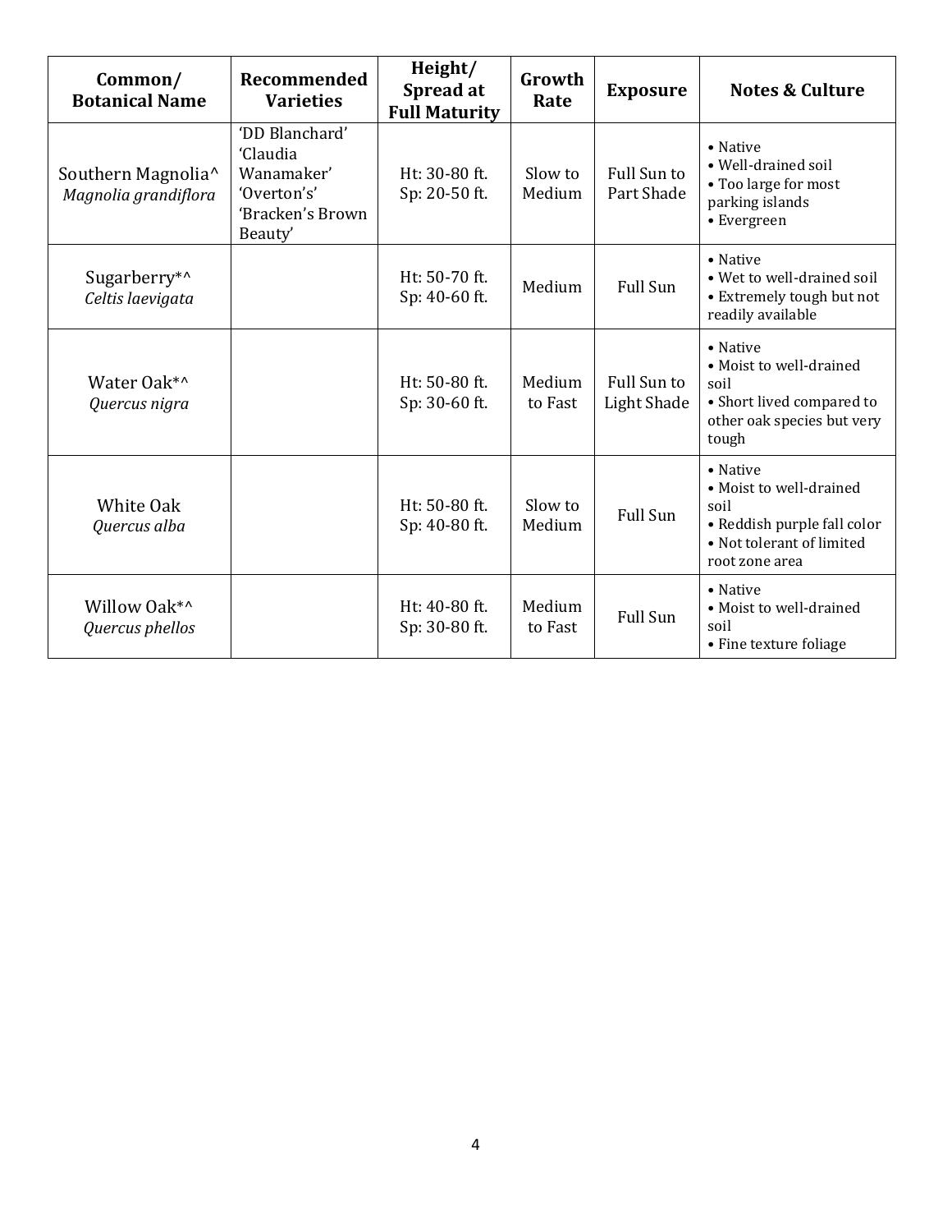| Common/ Botanical Name | Recommended Varieties | Height/ Spread at Full Maturity | Growth Rate | Exposure | Notes & Culture |
|---|---|---|---|---|---|
| Southern Magnolia^ *Magnolia grandiflora* | 'DD Blanchard' 'Claudia Wanamaker' 'Overton's' 'Bracken's Brown Beauty' | Ht: 30-80 ft. Sp: 20-50 ft. | Slow to Medium | Full Sun to Part Shade | • Native • Well-drained soil • Too large for most parking islands • Evergreen |
| Sugarberry*^ *Celtis laevigata* | | Ht: 50-70 ft. Sp: 40-60 ft. | Medium | Full Sun | • Native • Wet to well-drained soil • Extremely tough but not readily available |
| Water Oak*^ *Quercus nigra* | | Ht: 50-80 ft. Sp: 30-60 ft. | Medium to Fast | Full Sun to Light Shade | • Native • Moist to well-drained soil • Short lived compared to other oak species but very tough |
| White Oak *Quercus alba* | | Ht: 50-80 ft. Sp: 40-80 ft. | Slow to Medium | Full Sun | • Native • Moist to well-drained soil • Reddish purple fall color • Not tolerant of limited root zone area |
| Willow Oak*^ *Quercus phellos* | | Ht: 40-80 ft. Sp: 30-80 ft. | Medium to Fast | Full Sun | • Native • Moist to well-drained soil • Fine texture foliage |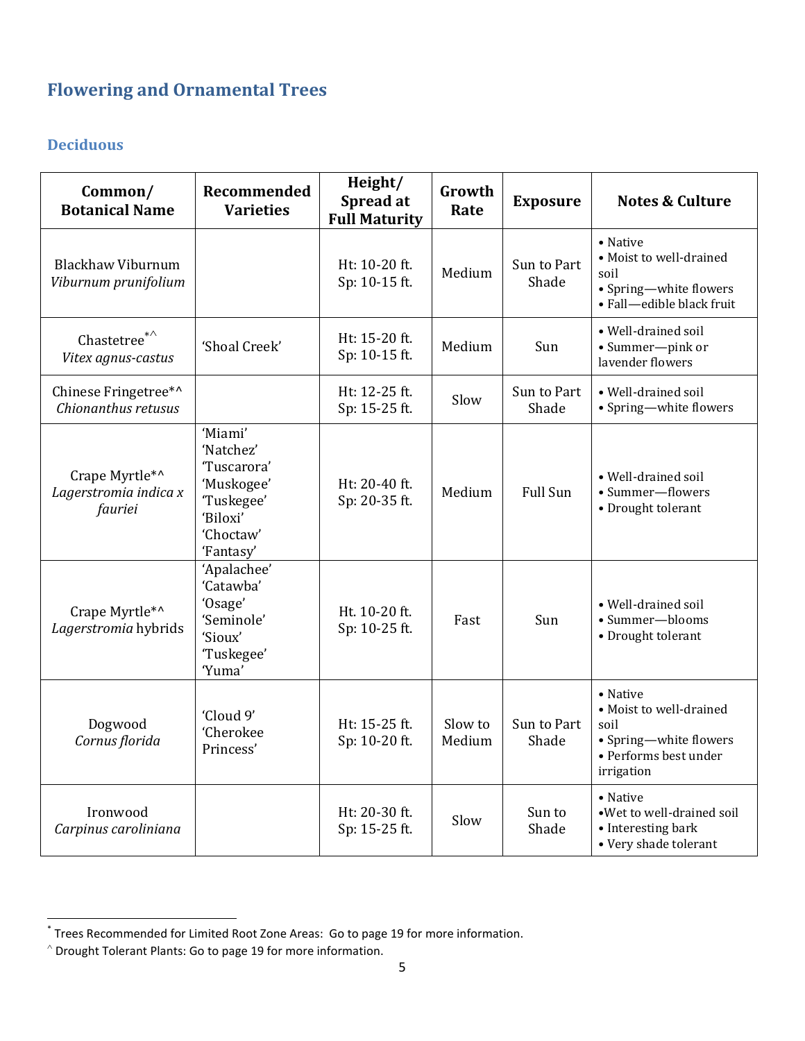## Flowering and Ornamental Trees

### Deciduous

| Common/ Botanical Name | Recommended Varieties | Height/ Spread at Full Maturity | Growth Rate | Exposure | Notes & Culture |
|---|---|---|---|---|---|
| Blackhaw Viburnum *Viburnum prunifolium* | | Ht: 10-20 ft. Sp: 10-15 ft. | Medium | Sun to Part Shade | • Native • Moist to well-drained soil • Spring—white flowers • Fall—edible black fruit |
| Chastetree*^ *Vitex agnus-castus* | 'Shoal Creek' | Ht: 15-20 ft. Sp: 10-15 ft. | Medium | Sun | • Well-drained soil • Summer—pink or lavender flowers |
| Chinese Fringetree*^ *Chionanthus retusus* | | Ht: 12-25 ft. Sp: 15-25 ft. | Slow | Sun to Part Shade | • Well-drained soil • Spring—white flowers |
| Crape Myrtle*^ *Lagerstromia indica x fauriei* | 'Miami' 'Natchez' 'Tuscarora' 'Muskogee' 'Tuskegee' 'Biloxi' 'Choctaw' 'Fantasy' | Ht: 20-40 ft. Sp: 20-35 ft. | Medium | Full Sun | • Well-drained soil • Summer—flowers • Drought tolerant |
| Crape Myrtle*^ *Lagerstromia* hybrids | 'Apalachee' 'Catawba' 'Osage' 'Seminole' 'Sioux' 'Tuskegee' 'Yuma' | Ht. 10-20 ft. Sp: 10-25 ft. | Fast | Sun | • Well-drained soil • Summer—blooms • Drought tolerant |
| Dogwood *Cornus florida* | 'Cloud 9' 'Cherokee Princess' | Ht: 15-25 ft. Sp: 10-20 ft. | Slow to Medium | Sun to Part Shade | • Native • Moist to well-drained soil • Spring—white flowers • Performs best under irrigation |
| Ironwood *Carpinus caroliniana* | | Ht: 20-30 ft. Sp: 15-25 ft. | Slow | Sun to Shade | • Native •Wet to well-drained soil • Interesting bark • Very shade tolerant |

* Trees Recommended for Limited Root Zone Areas: Go to page 19 for more information.

^ Drought Tolerant Plants: Go to page 19 for more information.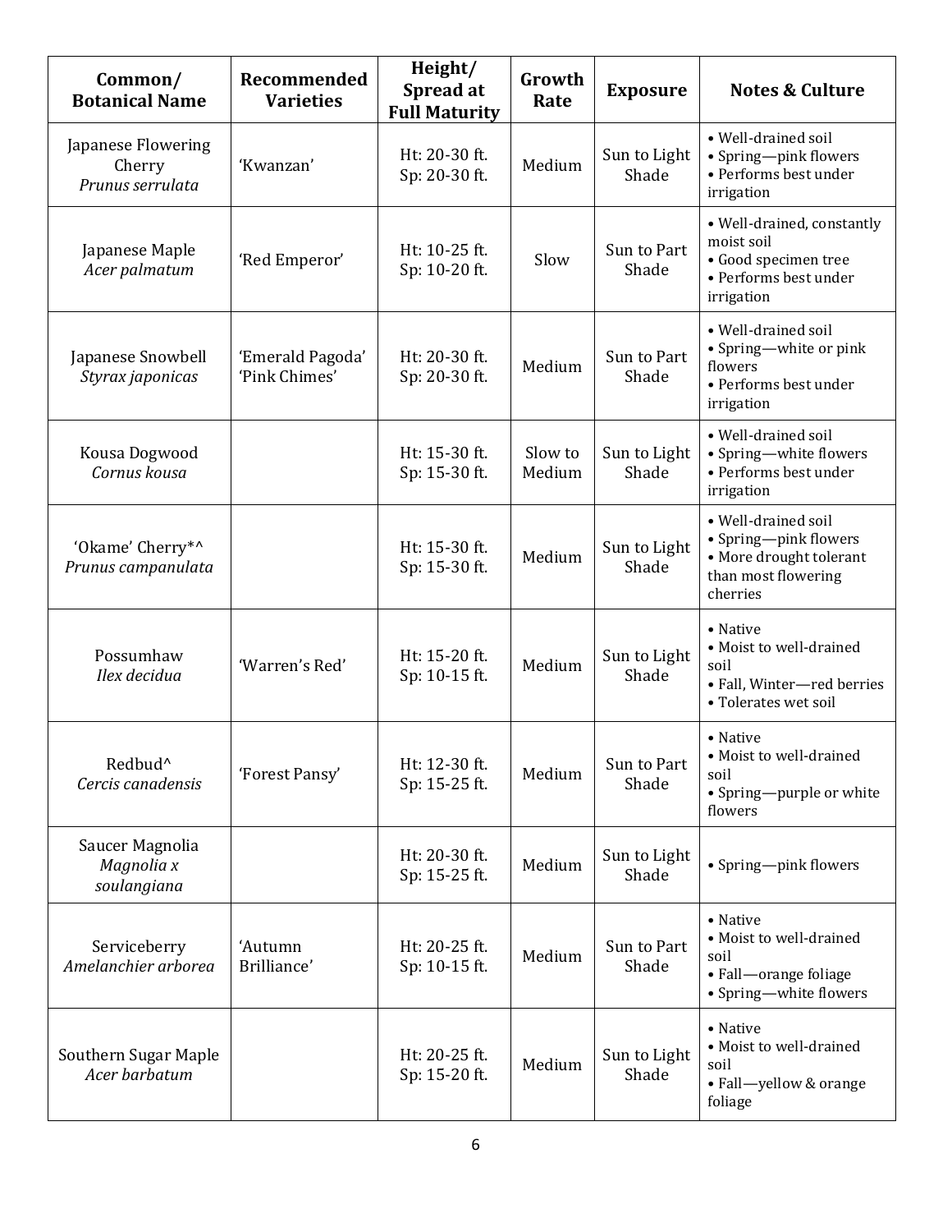| Common/ Botanical Name | Recommended Varieties | Height/ Spread at Full Maturity | Growth Rate | Exposure | Notes & Culture |
|---|---|---|---|---|---|
| Japanese Flowering Cherry *Prunus serrulata* | 'Kwanzan' | Ht: 20-30 ft. Sp: 20-30 ft. | Medium | Sun to Light Shade | • Well-drained soil • Spring—pink flowers • Performs best under irrigation |
| Japanese Maple *Acer palmatum* | 'Red Emperor' | Ht: 10-25 ft. Sp: 10-20 ft. | Slow | Sun to Part Shade | • Well-drained, constantly moist soil • Good specimen tree • Performs best under irrigation |
| Japanese Snowbell *Styrax japonicas* | 'Emerald Pagoda' 'Pink Chimes' | Ht: 20-30 ft. Sp: 20-30 ft. | Medium | Sun to Part Shade | • Well-drained soil • Spring—white or pink flowers • Performs best under irrigation |
| Kousa Dogwood *Cornus kousa* | | Ht: 15-30 ft. Sp: 15-30 ft. | Slow to Medium | Sun to Light Shade | • Well-drained soil • Spring—white flowers • Performs best under irrigation |
| 'Okame' Cherry*^ *Prunus campanulata* | | Ht: 15-30 ft. Sp: 15-30 ft. | Medium | Sun to Light Shade | • Well-drained soil • Spring—pink flowers • More drought tolerant than most flowering cherries |
| Possumhaw *Ilex decidua* | 'Warren's Red' | Ht: 15-20 ft. Sp: 10-15 ft. | Medium | Sun to Light Shade | • Native • Moist to well-drained soil • Fall, Winter—red berries • Tolerates wet soil |
| Redbud^ *Cercis canadensis* | 'Forest Pansy' | Ht: 12-30 ft. Sp: 15-25 ft. | Medium | Sun to Part Shade | • Native • Moist to well-drained soil • Spring—purple or white flowers |
| Saucer Magnolia *Magnolia x soulangiana* | | Ht: 20-30 ft. Sp: 15-25 ft. | Medium | Sun to Light Shade | • Spring—pink flowers |
| Serviceberry *Amelanchier arborea* | 'Autumn Brilliance' | Ht: 20-25 ft. Sp: 10-15 ft. | Medium | Sun to Part Shade | • Native • Moist to well-drained soil • Fall—orange foliage • Spring—white flowers |
| Southern Sugar Maple *Acer barbatum* | | Ht: 20-25 ft. Sp: 15-20 ft. | Medium | Sun to Light Shade | • Native • Moist to well-drained soil • Fall—yellow & orange foliage |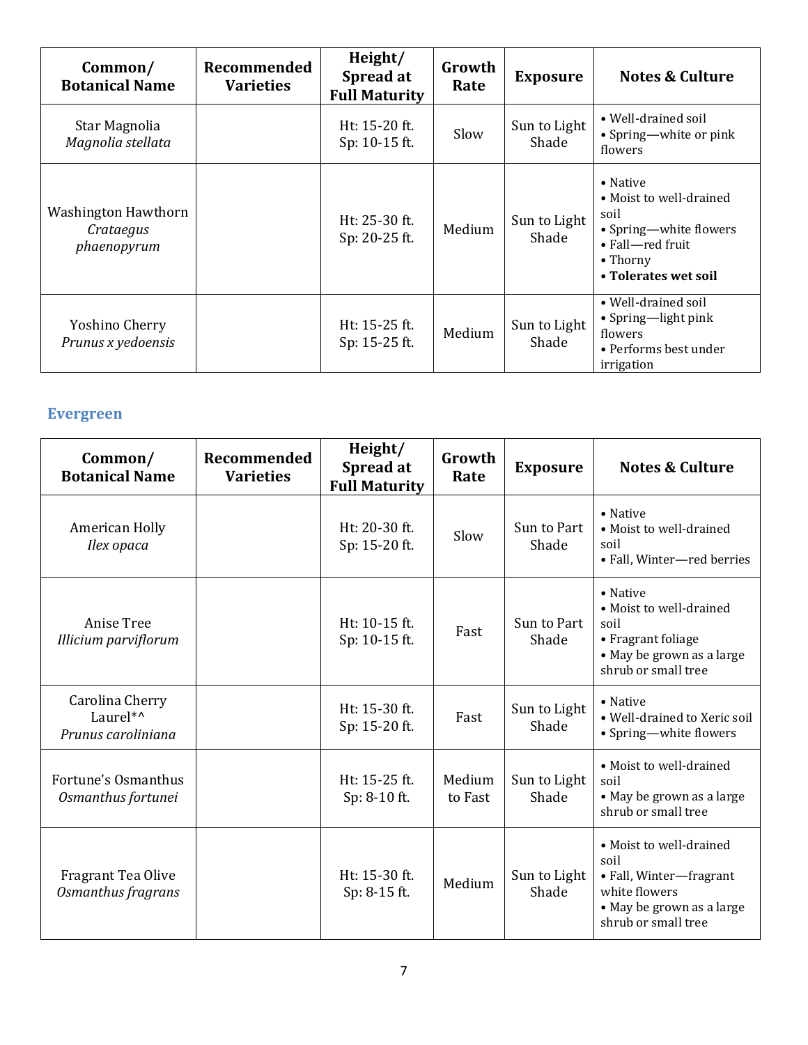| Common/ Botanical Name | Recommended Varieties | Height/ Spread at Full Maturity | Growth Rate | Exposure | Notes & Culture |
|---|---|---|---|---|---|
| Star Magnolia *Magnolia stellata* | | Ht: 15-20 ft. Sp: 10-15 ft. | Slow | Sun to Light Shade | • Well-drained soil • Spring—white or pink flowers |
| Washington Hawthorn *Crataegus phaenopyrum* | | Ht: 25-30 ft. Sp: 20-25 ft. | Medium | Sun to Light Shade | • Native • Moist to well-drained soil • Spring—white flowers • Fall—red fruit • Thorny • **Tolerates wet soil** |
| Yoshino Cherry *Prunus x yedoensis* | | Ht: 15-25 ft. Sp: 15-25 ft. | Medium | Sun to Light Shade | • Well-drained soil • Spring—light pink flowers • Performs best under irrigation |

## Evergreen

| Common/ Botanical Name | Recommended Varieties | Height/ Spread at Full Maturity | Growth Rate | Exposure | Notes & Culture |
|---|---|---|---|---|---|
| American Holly *Ilex opaca* | | Ht: 20-30 ft. Sp: 15-20 ft. | Slow | Sun to Part Shade | • Native • Moist to well-drained soil • Fall, Winter—red berries |
| Anise Tree *Illicium parviflorum* | | Ht: 10-15 ft. Sp: 10-15 ft. | Fast | Sun to Part Shade | • Native • Moist to well-drained soil • Fragrant foliage • May be grown as a large shrub or small tree |
| Carolina Cherry Laurel*^ *Prunus caroliniana* | | Ht: 15-30 ft. Sp: 15-20 ft. | Fast | Sun to Light Shade | • Native • Well-drained to Xeric soil • Spring—white flowers |
| Fortune's Osmanthus *Osmanthus fortunei* | | Ht: 15-25 ft. Sp: 8-10 ft. | Medium to Fast | Sun to Light Shade | • Moist to well-drained soil • May be grown as a large shrub or small tree |
| Fragrant Tea Olive *Osmanthus fragrans* | | Ht: 15-30 ft. Sp: 8-15 ft. | Medium | Sun to Light Shade | • Moist to well-drained soil • Fall, Winter—fragrant white flowers • May be grown as a large shrub or small tree |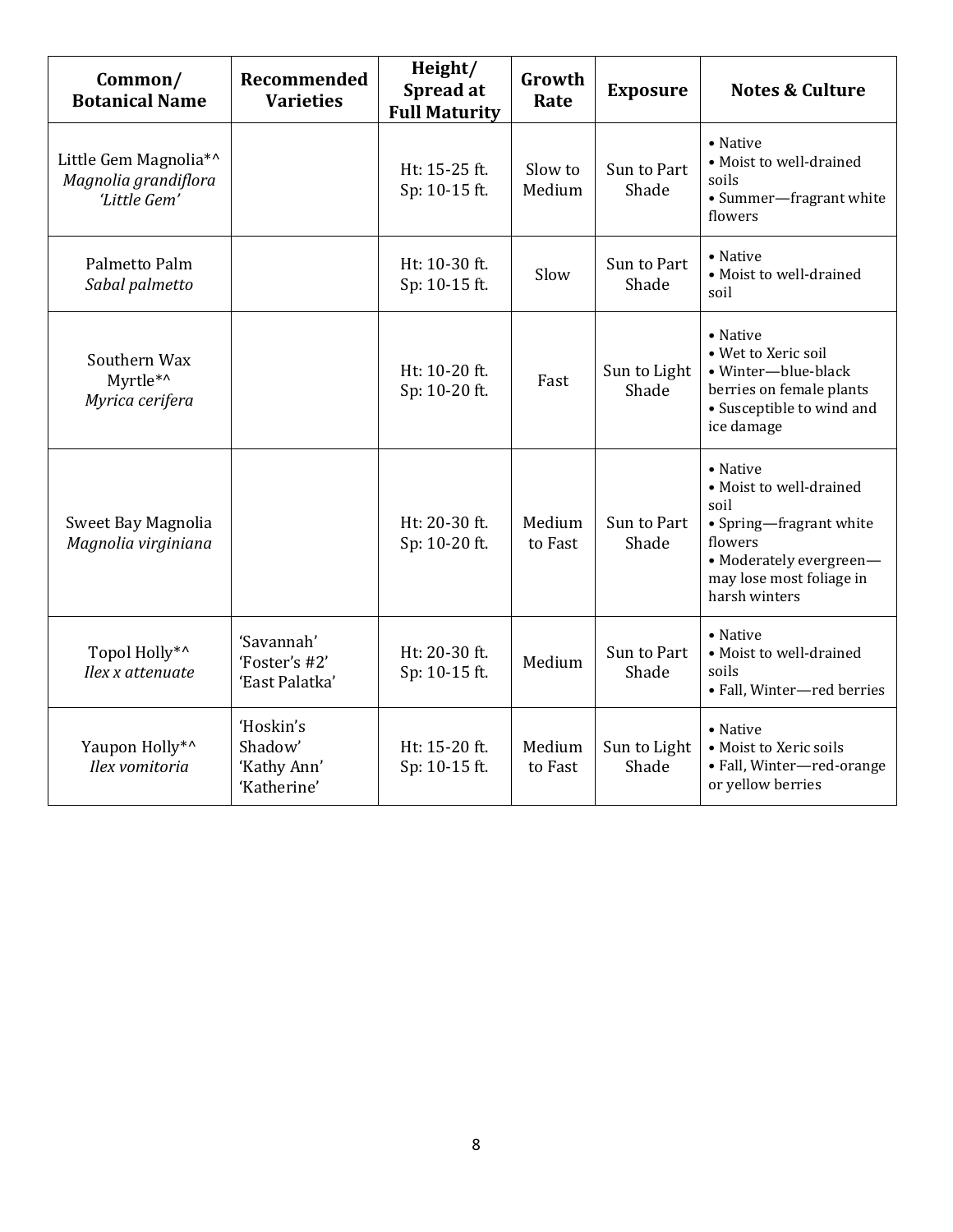| Common/ Botanical Name | Recommended Varieties | Height/ Spread at Full Maturity | Growth Rate | Exposure | Notes & Culture |
|---|---|---|---|---|---|
| Little Gem Magnolia*^ *Magnolia grandiflora 'Little Gem'* | | Ht: 15-25 ft. Sp: 10-15 ft. | Slow to Medium | Sun to Part Shade | • Native • Moist to well-drained soils • Summer—fragrant white flowers |
| Palmetto Palm *Sabal palmetto* | | Ht: 10-30 ft. Sp: 10-15 ft. | Slow | Sun to Part Shade | • Native • Moist to well-drained soil |
| Southern Wax Myrtle*^ *Myrica cerifera* | | Ht: 10-20 ft. Sp: 10-20 ft. | Fast | Sun to Light Shade | • Native • Wet to Xeric soil • Winter—blue-black berries on female plants • Susceptible to wind and ice damage |
| Sweet Bay Magnolia *Magnolia virginiana* | | Ht: 20-30 ft. Sp: 10-20 ft. | Medium to Fast | Sun to Part Shade | • Native • Moist to well-drained soil • Spring—fragrant white flowers • Moderately evergreen—may lose most foliage in harsh winters |
| Topol Holly*^ *Ilex x attenuate* | 'Savannah' 'Foster's #2' 'East Palatka' | Ht: 20-30 ft. Sp: 10-15 ft. | Medium | Sun to Part Shade | • Native • Moist to well-drained soils • Fall, Winter—red berries |
| Yaupon Holly*^ *Ilex vomitoria* | 'Hoskin's Shadow' 'Kathy Ann' 'Katherine' | Ht: 15-20 ft. Sp: 10-15 ft. | Medium to Fast | Sun to Light Shade | • Native • Moist to Xeric soils • Fall, Winter—red-orange or yellow berries |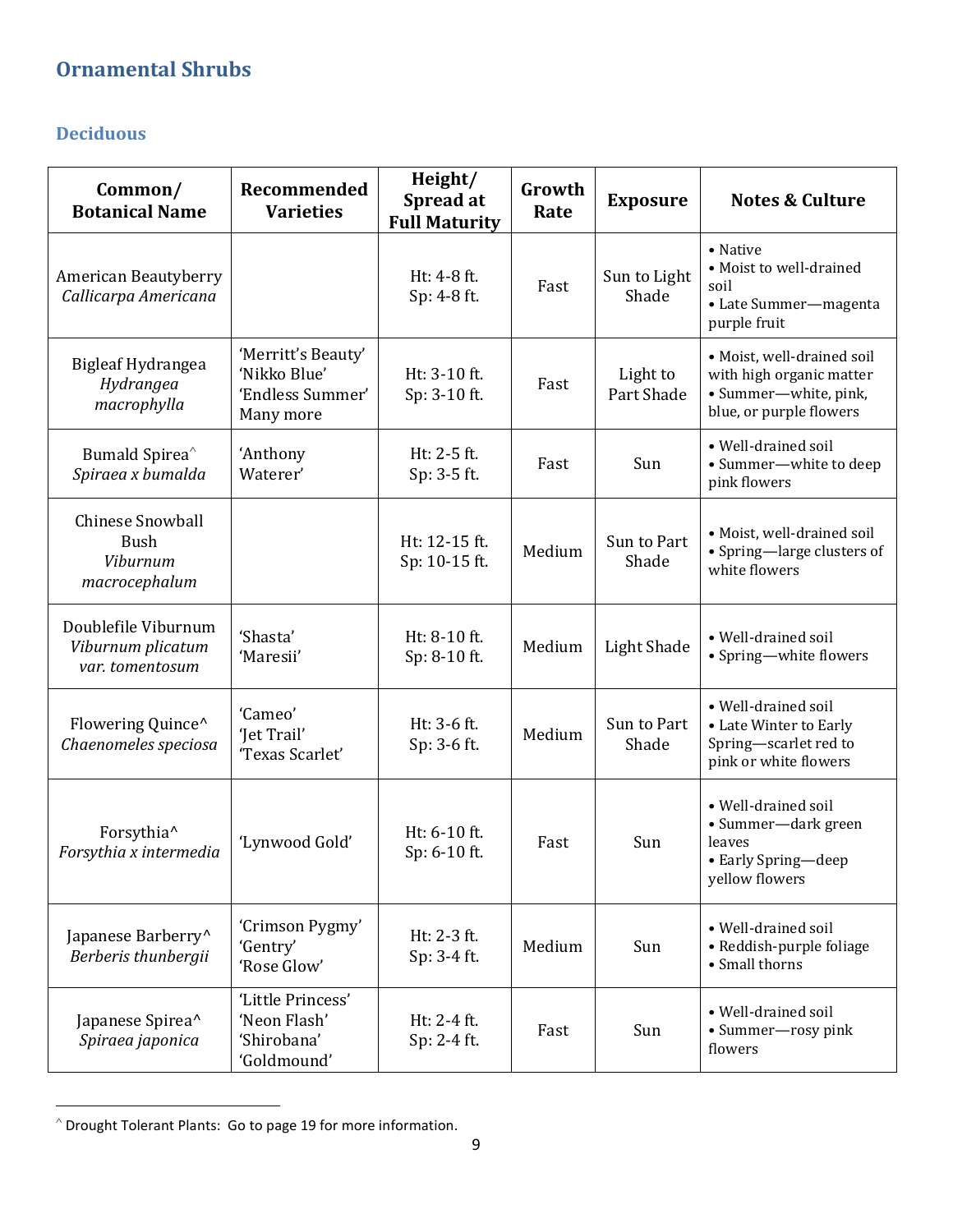## Ornamental Shrubs

### Deciduous

| Common/ Botanical Name | Recommended Varieties | Height/ Spread at Full Maturity | Growth Rate | Exposure | Notes & Culture |
|---|---|---|---|---|---|
| American Beautyberry *Callicarpa Americana* | | Ht: 4-8 ft. Sp: 4-8 ft. | Fast | Sun to Light Shade | • Native • Moist to well-drained soil • Late Summer—magenta purple fruit |
| Bigleaf Hydrangea *Hydrangea macrophylla* | 'Merritt's Beauty' 'Nikko Blue' 'Endless Summer' Many more | Ht: 3-10 ft. Sp: 3-10 ft. | Fast | Light to Part Shade | • Moist, well-drained soil with high organic matter • Summer—white, pink, blue, or purple flowers |
| Bumald Spirea^ *Spiraea x bumalda* | 'Anthony Waterer' | Ht: 2-5 ft. Sp: 3-5 ft. | Fast | Sun | • Well-drained soil • Summer—white to deep pink flowers |
| Chinese Snowball Bush *Viburnum macrocephalum* | | Ht: 12-15 ft. Sp: 10-15 ft. | Medium | Sun to Part Shade | • Moist, well-drained soil • Spring—large clusters of white flowers |
| Doublefile Viburnum *Viburnum plicatum var. tomentosum* | 'Shasta' 'Maresii' | Ht: 8-10 ft. Sp: 8-10 ft. | Medium | Light Shade | • Well-drained soil • Spring—white flowers |
| Flowering Quince^ *Chaenomeles speciosa* | 'Cameo' 'Jet Trail' 'Texas Scarlet' | Ht: 3-6 ft. Sp: 3-6 ft. | Medium | Sun to Part Shade | • Well-drained soil • Late Winter to Early Spring—scarlet red to pink or white flowers |
| Forsythia^ *Forsythia x intermedia* | 'Lynwood Gold' | Ht: 6-10 ft. Sp: 6-10 ft. | Fast | Sun | • Well-drained soil • Summer—dark green leaves • Early Spring—deep yellow flowers |
| Japanese Barberry^ *Berberis thunbergii* | 'Crimson Pygmy' 'Gentry' 'Rose Glow' | Ht: 2-3 ft. Sp: 3-4 ft. | Medium | Sun | • Well-drained soil • Reddish-purple foliage • Small thorns |
| Japanese Spirea^ *Spiraea japonica* | 'Little Princess' 'Neon Flash' 'Shirobana' 'Goldmound' | Ht: 2-4 ft. Sp: 2-4 ft. | Fast | Sun | • Well-drained soil • Summer—rosy pink flowers |

^ Drought Tolerant Plants: Go to page 19 for more information.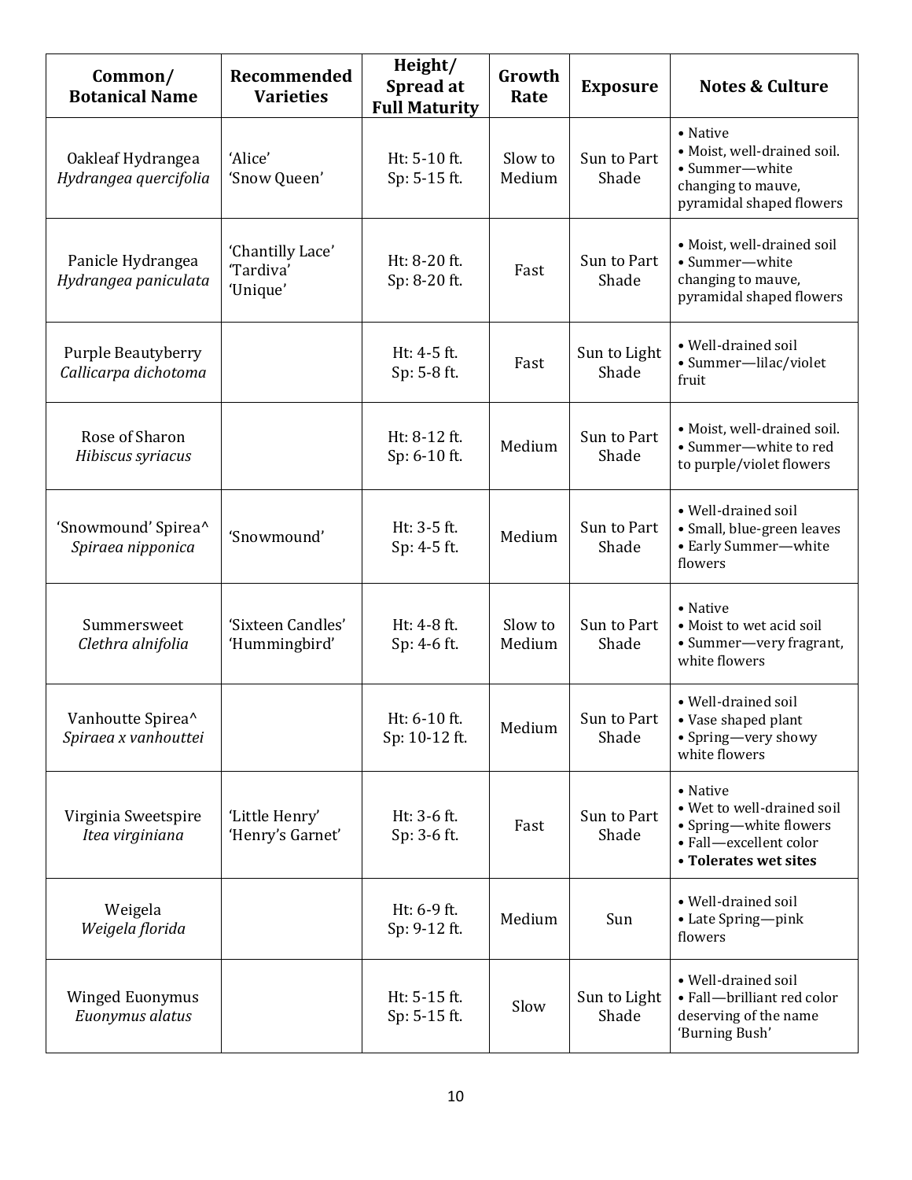| Common/ Botanical Name | Recommended Varieties | Height/ Spread at Full Maturity | Growth Rate | Exposure | Notes & Culture |
|---|---|---|---|---|---|
| Oakleaf Hydrangea *Hydrangea quercifolia* | 'Alice' 'Snow Queen' | Ht: 5-10 ft. Sp: 5-15 ft. | Slow to Medium | Sun to Part Shade | • Native • Moist, well-drained soil. • Summer—white changing to mauve, pyramidal shaped flowers |
| Panicle Hydrangea *Hydrangea paniculata* | 'Chantilly Lace' 'Tardiva' 'Unique' | Ht: 8-20 ft. Sp: 8-20 ft. | Fast | Sun to Part Shade | • Moist, well-drained soil • Summer—white changing to mauve, pyramidal shaped flowers |
| Purple Beautyberry *Callicarpa dichotoma* | | Ht: 4-5 ft. Sp: 5-8 ft. | Fast | Sun to Light Shade | • Well-drained soil • Summer—lilac/violet fruit |
| Rose of Sharon *Hibiscus syriacus* | | Ht: 8-12 ft. Sp: 6-10 ft. | Medium | Sun to Part Shade | • Moist, well-drained soil. • Summer—white to red to purple/violet flowers |
| 'Snowmound' Spirea^ *Spiraea nipponica* | 'Snowmound' | Ht: 3-5 ft. Sp: 4-5 ft. | Medium | Sun to Part Shade | • Well-drained soil • Small, blue-green leaves • Early Summer—white flowers |
| Summersweet *Clethra alnifolia* | 'Sixteen Candles' 'Hummingbird' | Ht: 4-8 ft. Sp: 4-6 ft. | Slow to Medium | Sun to Part Shade | • Native • Moist to wet acid soil • Summer—very fragrant, white flowers |
| Vanhoutte Spirea^ *Spiraea x vanhouttei* | | Ht: 6-10 ft. Sp: 10-12 ft. | Medium | Sun to Part Shade | • Well-drained soil • Vase shaped plant • Spring—very showy white flowers |
| Virginia Sweetspire *Itea virginiana* | 'Little Henry' 'Henry's Garnet' | Ht: 3-6 ft. Sp: 3-6 ft. | Fast | Sun to Part Shade | • Native • Wet to well-drained soil • Spring—white flowers • Fall—excellent color • **Tolerates wet sites** |
| Weigela *Weigela florida* | | Ht: 6-9 ft. Sp: 9-12 ft. | Medium | Sun | • Well-drained soil • Late Spring—pink flowers |
| Winged Euonymus *Euonymus alatus* | | Ht: 5-15 ft. Sp: 5-15 ft. | Slow | Sun to Light Shade | • Well-drained soil • Fall—brilliant red color deserving of the name 'Burning Bush' |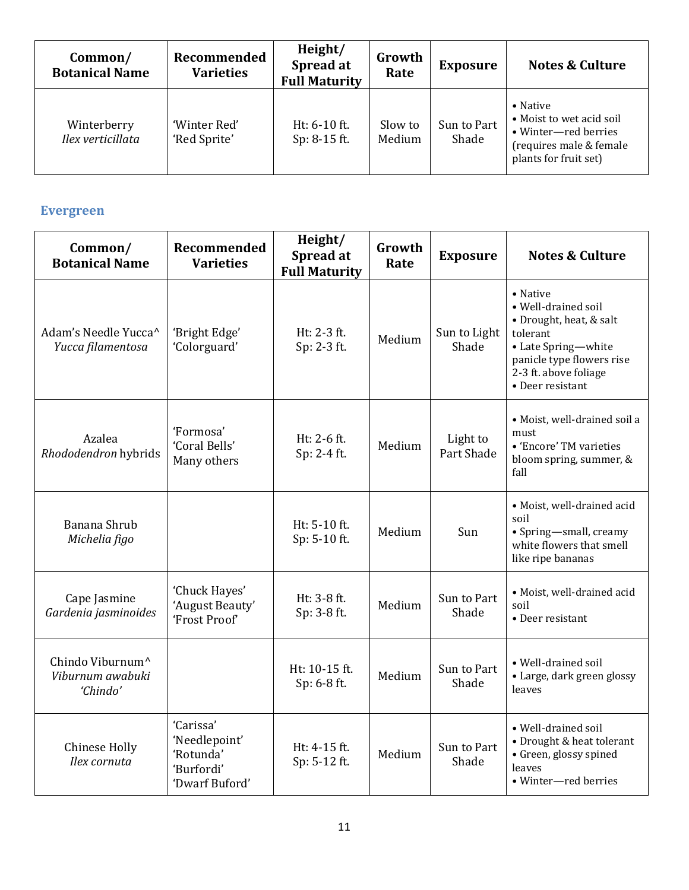| Common/ Botanical Name | Recommended Varieties | Height/ Spread at Full Maturity | Growth Rate | Exposure | Notes & Culture |
|---|---|---|---|---|---|
| Winterberry *Ilex verticillata* | 'Winter Red' 'Red Sprite' | Ht: 6-10 ft. Sp: 8-15 ft. | Slow to Medium | Sun to Part Shade | • Native • Moist to wet acid soil • Winter—red berries (requires male & female plants for fruit set) |

## Evergreen

| Common/ Botanical Name | Recommended Varieties | Height/ Spread at Full Maturity | Growth Rate | Exposure | Notes & Culture |
|---|---|---|---|---|---|
| Adam's Needle Yucca^ *Yucca filamentosa* | 'Bright Edge' 'Colorguard' | Ht: 2-3 ft. Sp: 2-3 ft. | Medium | Sun to Light Shade | • Native • Well-drained soil • Drought, heat, & salt tolerant • Late Spring—white panicle type flowers rise 2-3 ft. above foliage • Deer resistant |
| Azalea *Rhododendron* hybrids | 'Formosa' 'Coral Bells' Many others | Ht: 2-6 ft. Sp: 2-4 ft. | Medium | Light to Part Shade | • Moist, well-drained soil a must • 'Encore' TM varieties bloom spring, summer, & fall |
| Banana Shrub *Michelia figo* | | Ht: 5-10 ft. Sp: 5-10 ft. | Medium | Sun | • Moist, well-drained acid soil • Spring—small, creamy white flowers that smell like ripe bananas |
| Cape Jasmine *Gardenia jasminoides* | 'Chuck Hayes' 'August Beauty' 'Frost Proof' | Ht: 3-8 ft. Sp: 3-8 ft. | Medium | Sun to Part Shade | • Moist, well-drained acid soil • Deer resistant |
| Chindo Viburnum^ *Viburnum awabuki 'Chindo'* | | Ht: 10-15 ft. Sp: 6-8 ft. | Medium | Sun to Part Shade | • Well-drained soil • Large, dark green glossy leaves |
| Chinese Holly *Ilex cornuta* | 'Carissa' 'Needlepoint' 'Rotunda' 'Burfordi' 'Dwarf Buford' | Ht: 4-15 ft. Sp: 5-12 ft. | Medium | Sun to Part Shade | • Well-drained soil • Drought & heat tolerant • Green, glossy spined leaves • Winter—red berries |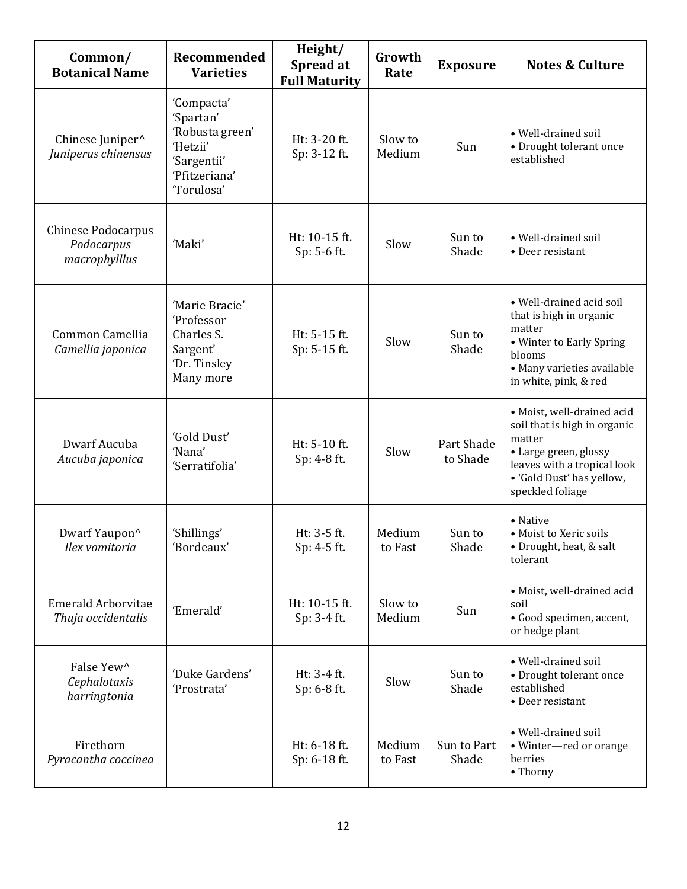| Common/ Botanical Name | Recommended Varieties | Height/ Spread at Full Maturity | Growth Rate | Exposure | Notes & Culture |
|---|---|---|---|---|---|
| Chinese Juniper^ *Juniperus chinensus* | 'Compacta' 'Spartan' 'Robusta green' 'Hetzii' 'Sargentii' 'Pfitzeriana' 'Torulosa' | Ht: 3-20 ft. Sp: 3-12 ft. | Slow to Medium | Sun | • Well-drained soil • Drought tolerant once established |
| Chinese Podocarpus *Podocarpus macrophylllus* | 'Maki' | Ht: 10-15 ft. Sp: 5-6 ft. | Slow | Sun to Shade | • Well-drained soil • Deer resistant |
| Common Camellia *Camellia japonica* | 'Marie Bracie' 'Professor Charles S. Sargent' 'Dr. Tinsley Many more | Ht: 5-15 ft. Sp: 5-15 ft. | Slow | Sun to Shade | • Well-drained acid soil that is high in organic matter • Winter to Early Spring blooms • Many varieties available in white, pink, & red |
| Dwarf Aucuba *Aucuba japonica* | 'Gold Dust' 'Nana' 'Serratifolia' | Ht: 5-10 ft. Sp: 4-8 ft. | Slow | Part Shade to Shade | • Moist, well-drained acid soil that is high in organic matter • Large green, glossy leaves with a tropical look • 'Gold Dust' has yellow, speckled foliage |
| Dwarf Yaupon^ *Ilex vomitoria* | 'Shillings' 'Bordeaux' | Ht: 3-5 ft. Sp: 4-5 ft. | Medium to Fast | Sun to Shade | • Native • Moist to Xeric soils • Drought, heat, & salt tolerant |
| Emerald Arborvitae *Thuja occidentalis* | 'Emerald' | Ht: 10-15 ft. Sp: 3-4 ft. | Slow to Medium | Sun | • Moist, well-drained acid soil • Good specimen, accent, or hedge plant |
| False Yew^ *Cephalotaxis harringtonia* | 'Duke Gardens' 'Prostrata' | Ht: 3-4 ft. Sp: 6-8 ft. | Slow | Sun to Shade | • Well-drained soil • Drought tolerant once established • Deer resistant |
| Firethorn *Pyracantha coccinea* | | Ht: 6-18 ft. Sp: 6-18 ft. | Medium to Fast | Sun to Part Shade | • Well-drained soil • Winter—red or orange berries • Thorny |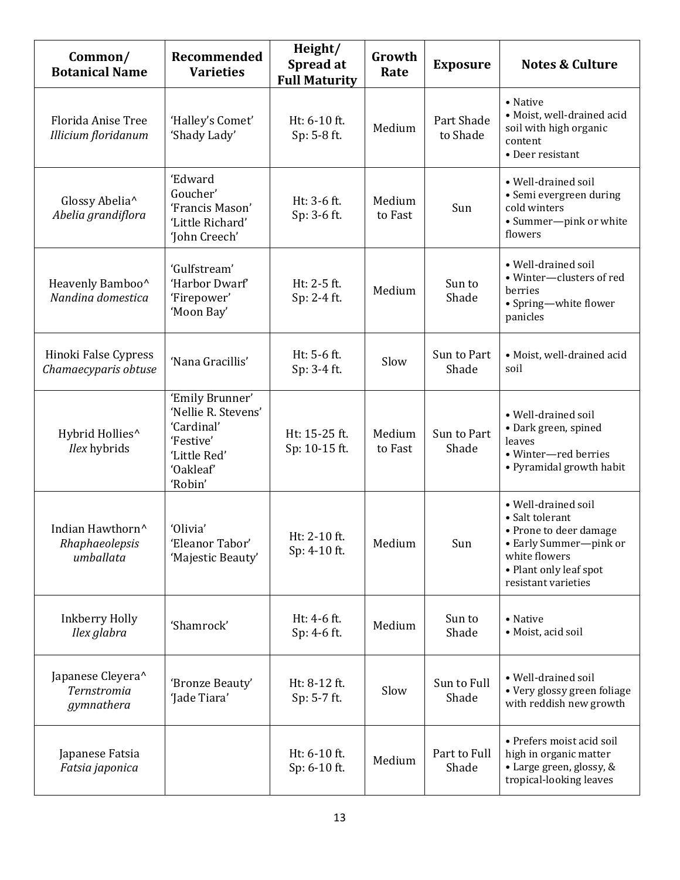| Common/ Botanical Name | Recommended Varieties | Height/ Spread at Full Maturity | Growth Rate | Exposure | Notes & Culture |
|---|---|---|---|---|---|
| Florida Anise Tree *Illicium floridanum* | 'Halley's Comet' 'Shady Lady' | Ht: 6-10 ft. Sp: 5-8 ft. | Medium | Part Shade to Shade | • Native • Moist, well-drained acid soil with high organic content • Deer resistant |
| Glossy Abelia^ *Abelia grandiflora* | 'Edward Goucher' 'Francis Mason' 'Little Richard' 'John Creech' | Ht: 3-6 ft. Sp: 3-6 ft. | Medium to Fast | Sun | • Well-drained soil • Semi evergreen during cold winters • Summer—pink or white flowers |
| Heavenly Bamboo^ *Nandina domestica* | 'Gulfstream' 'Harbor Dwarf' 'Firepower' 'Moon Bay' | Ht: 2-5 ft. Sp: 2-4 ft. | Medium | Sun to Shade | • Well-drained soil • Winter—clusters of red berries • Spring—white flower panicles |
| Hinoki False Cypress *Chamaecyparis obtuse* | 'Nana Gracillis' | Ht: 5-6 ft. Sp: 3-4 ft. | Slow | Sun to Part Shade | • Moist, well-drained acid soil |
| Hybrid Hollies^ *Ilex* hybrids | 'Emily Brunner' 'Nellie R. Stevens' 'Cardinal' 'Festive' 'Little Red' 'Oakleaf' 'Robin' | Ht: 15-25 ft. Sp: 10-15 ft. | Medium to Fast | Sun to Part Shade | • Well-drained soil • Dark green, spined leaves • Winter—red berries • Pyramidal growth habit |
| Indian Hawthorn^ *Rhaphaeolepsis umballata* | 'Olivia' 'Eleanor Tabor' 'Majestic Beauty' | Ht: 2-10 ft. Sp: 4-10 ft. | Medium | Sun | • Well-drained soil • Salt tolerant • Prone to deer damage • Early Summer—pink or white flowers • Plant only leaf spot resistant varieties |
| Inkberry Holly *Ilex glabra* | 'Shamrock' | Ht: 4-6 ft. Sp: 4-6 ft. | Medium | Sun to Shade | • Native • Moist, acid soil |
| Japanese Cleyera^ *Ternstromia gymnathera* | 'Bronze Beauty' 'Jade Tiara' | Ht: 8-12 ft. Sp: 5-7 ft. | Slow | Sun to Full Shade | • Well-drained soil • Very glossy green foliage with reddish new growth |
| Japanese Fatsia *Fatsia japonica* | | Ht: 6-10 ft. Sp: 6-10 ft. | Medium | Part to Full Shade | • Prefers moist acid soil high in organic matter • Large green, glossy, & tropical-looking leaves |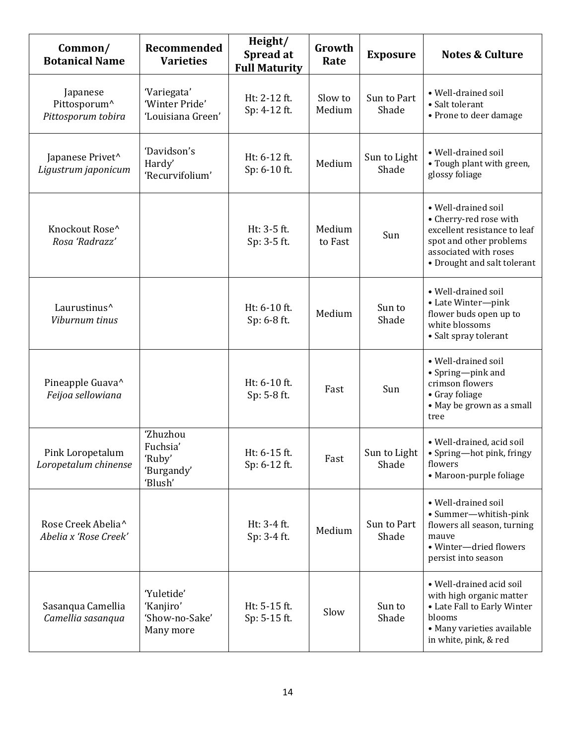| Common/ Botanical Name | Recommended Varieties | Height/ Spread at Full Maturity | Growth Rate | Exposure | Notes & Culture |
|---|---|---|---|---|---|
| Japanese Pittosporum^ *Pittosporum tobira* | 'Variegata' 'Winter Pride' 'Louisiana Green' | Ht: 2-12 ft. Sp: 4-12 ft. | Slow to Medium | Sun to Part Shade | • Well-drained soil • Salt tolerant • Prone to deer damage |
| Japanese Privet^ *Ligustrum japonicum* | 'Davidson's Hardy' 'Recurvifolium' | Ht: 6-12 ft. Sp: 6-10 ft. | Medium | Sun to Light Shade | • Well-drained soil • Tough plant with green, glossy foliage |
| Knockout Rose^ *Rosa 'Radrazz'* | | Ht: 3-5 ft. Sp: 3-5 ft. | Medium to Fast | Sun | • Well-drained soil • Cherry-red rose with excellent resistance to leaf spot and other problems associated with roses • Drought and salt tolerant |
| Laurustinus^ *Viburnum tinus* | | Ht: 6-10 ft. Sp: 6-8 ft. | Medium | Sun to Shade | • Well-drained soil • Late Winter—pink flower buds open up to white blossoms • Salt spray tolerant |
| Pineapple Guava^ *Feijoa sellowiana* | | Ht: 6-10 ft. Sp: 5-8 ft. | Fast | Sun | • Well-drained soil • Spring—pink and crimson flowers • Gray foliage • May be grown as a small tree |
| Pink Loropetalum *Loropetalum chinense* | 'Zhuzhou Fuchsia' 'Ruby' 'Burgandy' 'Blush' | Ht: 6-15 ft. Sp: 6-12 ft. | Fast | Sun to Light Shade | • Well-drained, acid soil • Spring—hot pink, fringy flowers • Maroon-purple foliage |
| Rose Creek Abelia^ *Abelia x 'Rose Creek'* | | Ht: 3-4 ft. Sp: 3-4 ft. | Medium | Sun to Part Shade | • Well-drained soil • Summer—whitish-pink flowers all season, turning mauve • Winter—dried flowers persist into season |
| Sasanqua Camellia *Camellia sasanqua* | 'Yuletide' 'Kanjiro' 'Show-no-Sake' Many more | Ht: 5-15 ft. Sp: 5-15 ft. | Slow | Sun to Shade | • Well-drained acid soil with high organic matter • Late Fall to Early Winter blooms • Many varieties available in white, pink, & red |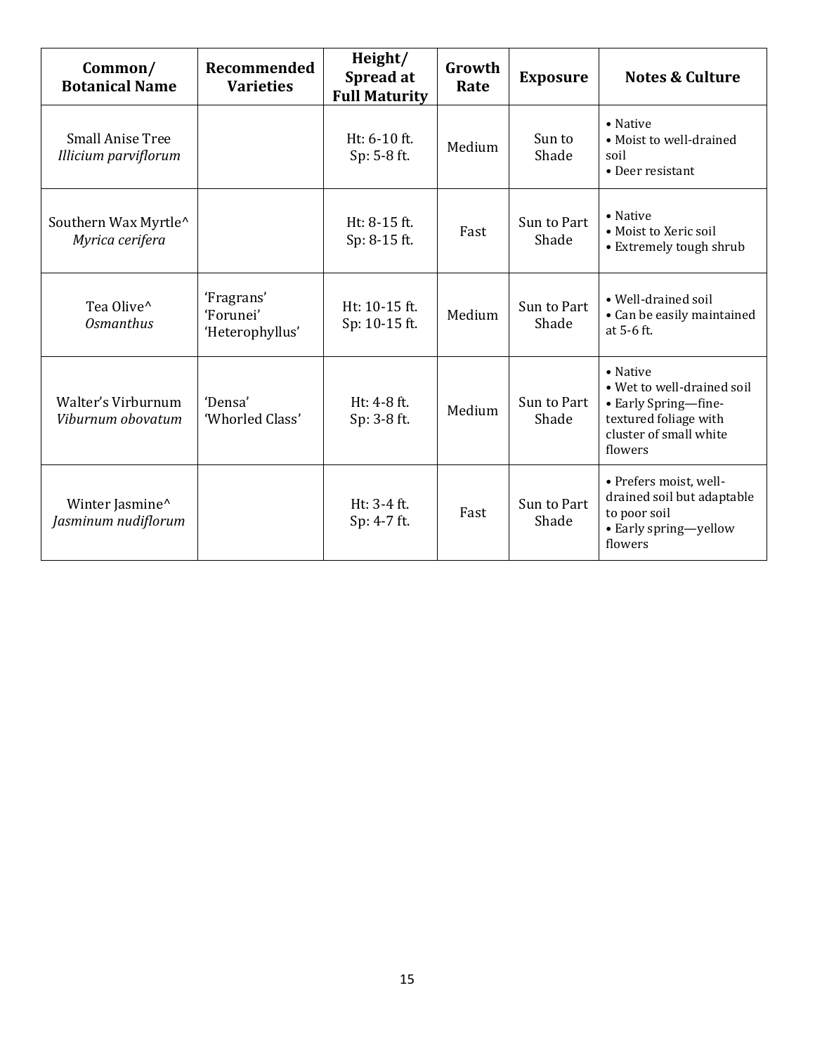| Common/ Botanical Name | Recommended Varieties | Height/ Spread at Full Maturity | Growth Rate | Exposure | Notes & Culture |
|---|---|---|---|---|---|
| Small Anise Tree *Illicium parviflorum* | | Ht: 6-10 ft. Sp: 5-8 ft. | Medium | Sun to Shade | • Native • Moist to well-drained soil • Deer resistant |
| Southern Wax Myrtle^ *Myrica cerifera* | | Ht: 8-15 ft. Sp: 8-15 ft. | Fast | Sun to Part Shade | • Native • Moist to Xeric soil • Extremely tough shrub |
| Tea Olive^ *Osmanthus* | 'Fragrans' 'Forunei' 'Heterophyllus' | Ht: 10-15 ft. Sp: 10-15 ft. | Medium | Sun to Part Shade | • Well-drained soil • Can be easily maintained at 5-6 ft. |
| Walter's Virburnum *Viburnum obovatum* | 'Densa' 'Whorled Class' | Ht: 4-8 ft. Sp: 3-8 ft. | Medium | Sun to Part Shade | • Native • Wet to well-drained soil • Early Spring—fine-textured foliage with cluster of small white flowers |
| Winter Jasmine^ *Jasminum nudiflorum* | | Ht: 3-4 ft. Sp: 4-7 ft. | Fast | Sun to Part Shade | • Prefers moist, well-drained soil but adaptable to poor soil • Early spring—yellow flowers |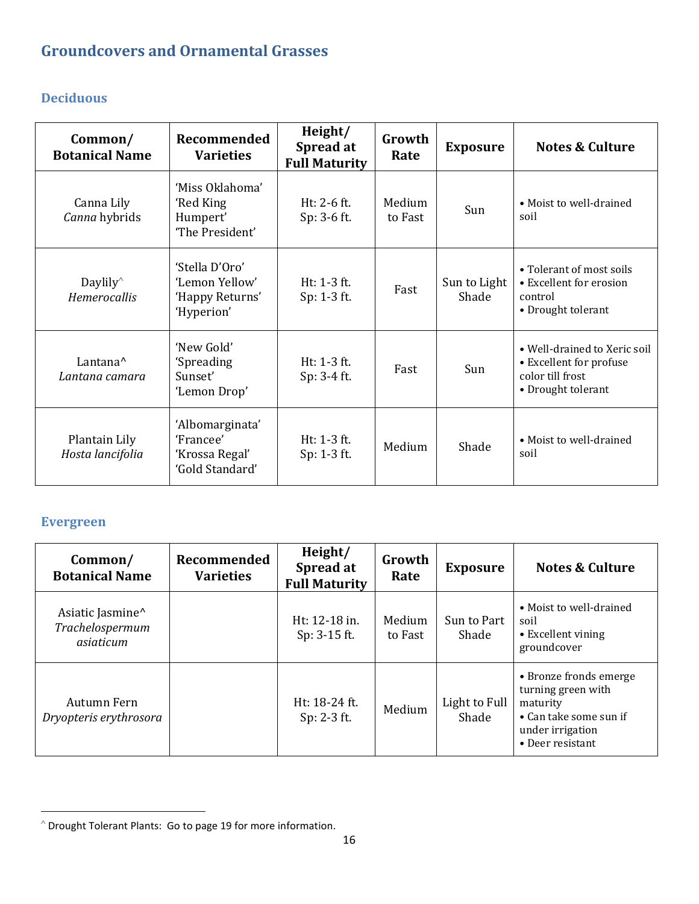## Groundcovers and Ornamental Grasses

### Deciduous

| Common/ Botanical Name | Recommended Varieties | Height/ Spread at Full Maturity | Growth Rate | Exposure | Notes & Culture |
|---|---|---|---|---|---|
| Canna Lily *Canna* hybrids | 'Miss Oklahoma' 'Red King Humpert' 'The President' | Ht: 2-6 ft. Sp: 3-6 ft. | Medium to Fast | Sun | • Moist to well-drained soil |
| Daylily^ *Hemerocallis* | 'Stella D'Oro' 'Lemon Yellow' 'Happy Returns' 'Hyperion' | Ht: 1-3 ft. Sp: 1-3 ft. | Fast | Sun to Light Shade | • Tolerant of most soils • Excellent for erosion control • Drought tolerant |
| Lantana^ *Lantana camara* | 'New Gold' 'Spreading Sunset' 'Lemon Drop' | Ht: 1-3 ft. Sp: 3-4 ft. | Fast | Sun | • Well-drained to Xeric soil • Excellent for profuse color till frost • Drought tolerant |
| Plantain Lily *Hosta lancifolia* | 'Albomarginata' 'Francee' 'Krossa Regal' 'Gold Standard' | Ht: 1-3 ft. Sp: 1-3 ft. | Medium | Shade | • Moist to well-drained soil |

### Evergreen

| Common/ Botanical Name | Recommended Varieties | Height/ Spread at Full Maturity | Growth Rate | Exposure | Notes & Culture |
|---|---|---|---|---|---|
| Asiatic Jasmine^ *Trachelospermum asiaticum* | | Ht: 12-18 in. Sp: 3-15 ft. | Medium to Fast | Sun to Part Shade | • Moist to well-drained soil • Excellent vining groundcover |
| Autumn Fern *Dryopteris erythrosora* | | Ht: 18-24 ft. Sp: 2-3 ft. | Medium | Light to Full Shade | • Bronze fronds emerge turning green with maturity • Can take some sun if under irrigation • Deer resistant |

^ Drought Tolerant Plants: Go to page 19 for more information.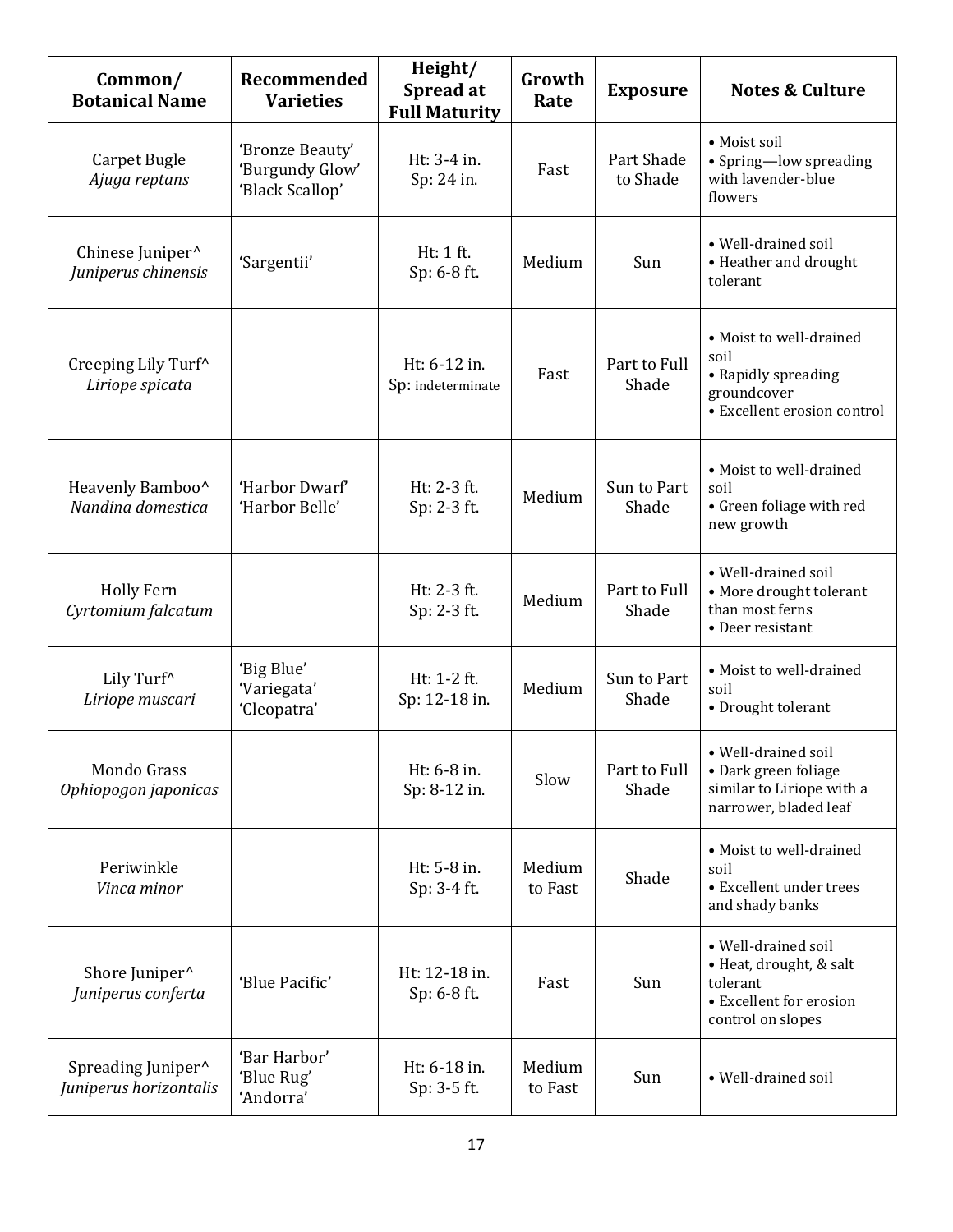| Common/ Botanical Name | Recommended Varieties | Height/ Spread at Full Maturity | Growth Rate | Exposure | Notes & Culture |
|---|---|---|---|---|---|
| Carpet Bugle *Ajuga reptans* | 'Bronze Beauty' 'Burgundy Glow' 'Black Scallop' | Ht: 3-4 in. Sp: 24 in. | Fast | Part Shade to Shade | • Moist soil • Spring—low spreading with lavender-blue flowers |
| Chinese Juniper^ *Juniperus chinensis* | 'Sargentii' | Ht: 1 ft. Sp: 6-8 ft. | Medium | Sun | • Well-drained soil • Heather and drought tolerant |
| Creeping Lily Turf^ *Liriope spicata* | | Ht: 6-12 in. Sp: indeterminate | Fast | Part to Full Shade | • Moist to well-drained soil • Rapidly spreading groundcover • Excellent erosion control |
| Heavenly Bamboo^ *Nandina domestica* | 'Harbor Dwarf' 'Harbor Belle' | Ht: 2-3 ft. Sp: 2-3 ft. | Medium | Sun to Part Shade | • Moist to well-drained soil • Green foliage with red new growth |
| Holly Fern *Cyrtomium falcatum* | | Ht: 2-3 ft. Sp: 2-3 ft. | Medium | Part to Full Shade | • Well-drained soil • More drought tolerant than most ferns • Deer resistant |
| Lily Turf^ *Liriope muscari* | 'Big Blue' 'Variegata' 'Cleopatra' | Ht: 1-2 ft. Sp: 12-18 in. | Medium | Sun to Part Shade | • Moist to well-drained soil • Drought tolerant |
| Mondo Grass *Ophiopogon japonicas* | | Ht: 6-8 in. Sp: 8-12 in. | Slow | Part to Full Shade | • Well-drained soil • Dark green foliage similar to Liriope with a narrower, bladed leaf |
| Periwinkle *Vinca minor* | | Ht: 5-8 in. Sp: 3-4 ft. | Medium to Fast | Shade | • Moist to well-drained soil • Excellent under trees and shady banks |
| Shore Juniper^ *Juniperus conferta* | 'Blue Pacific' | Ht: 12-18 in. Sp: 6-8 ft. | Fast | Sun | • Well-drained soil • Heat, drought, & salt tolerant • Excellent for erosion control on slopes |
| Spreading Juniper^ *Juniperus horizontalis* | 'Bar Harbor' 'Blue Rug' 'Andorra' | Ht: 6-18 in. Sp: 3-5 ft. | Medium to Fast | Sun | • Well-drained soil |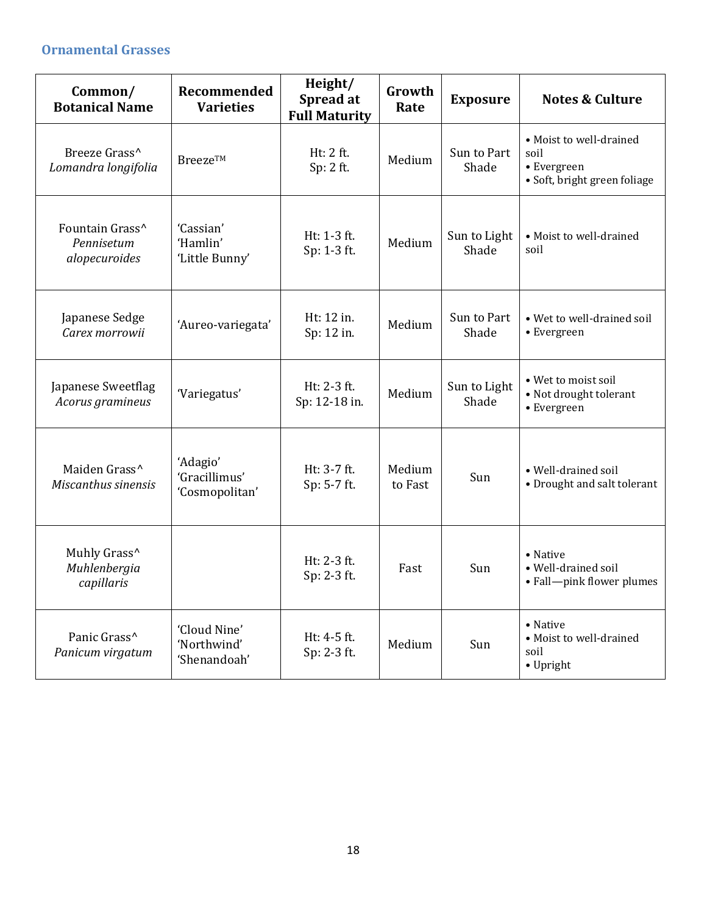## Ornamental Grasses

| Common/ Botanical Name | Recommended Varieties | Height/ Spread at Full Maturity | Growth Rate | Exposure | Notes & Culture |
|---|---|---|---|---|---|
| Breeze Grass^ *Lomandra longifolia* | Breeze™ | Ht: 2 ft. Sp: 2 ft. | Medium | Sun to Part Shade | • Moist to well-drained soil • Evergreen • Soft, bright green foliage |
| Fountain Grass^ *Pennisetum alopecuroides* | 'Cassian' 'Hamlin' 'Little Bunny' | Ht: 1-3 ft. Sp: 1-3 ft. | Medium | Sun to Light Shade | • Moist to well-drained soil |
| Japanese Sedge *Carex morrowii* | 'Aureo-variegata' | Ht: 12 in. Sp: 12 in. | Medium | Sun to Part Shade | • Wet to well-drained soil • Evergreen |
| Japanese Sweetflag *Acorus gramineus* | 'Variegatus' | Ht: 2-3 ft. Sp: 12-18 in. | Medium | Sun to Light Shade | • Wet to moist soil • Not drought tolerant • Evergreen |
| Maiden Grass^ *Miscanthus sinensis* | 'Adagio' 'Gracillimus' 'Cosmopolitan' | Ht: 3-7 ft. Sp: 5-7 ft. | Medium to Fast | Sun | • Well-drained soil • Drought and salt tolerant |
| Muhly Grass^ *Muhlenbergia capillaris* | | Ht: 2-3 ft. Sp: 2-3 ft. | Fast | Sun | • Native • Well-drained soil • Fall—pink flower plumes |
| Panic Grass^ *Panicum virgatum* | 'Cloud Nine' 'Northwind' 'Shenandoah' | Ht: 4-5 ft. Sp: 2-3 ft. | Medium | Sun | • Native • Moist to well-drained soil • Upright |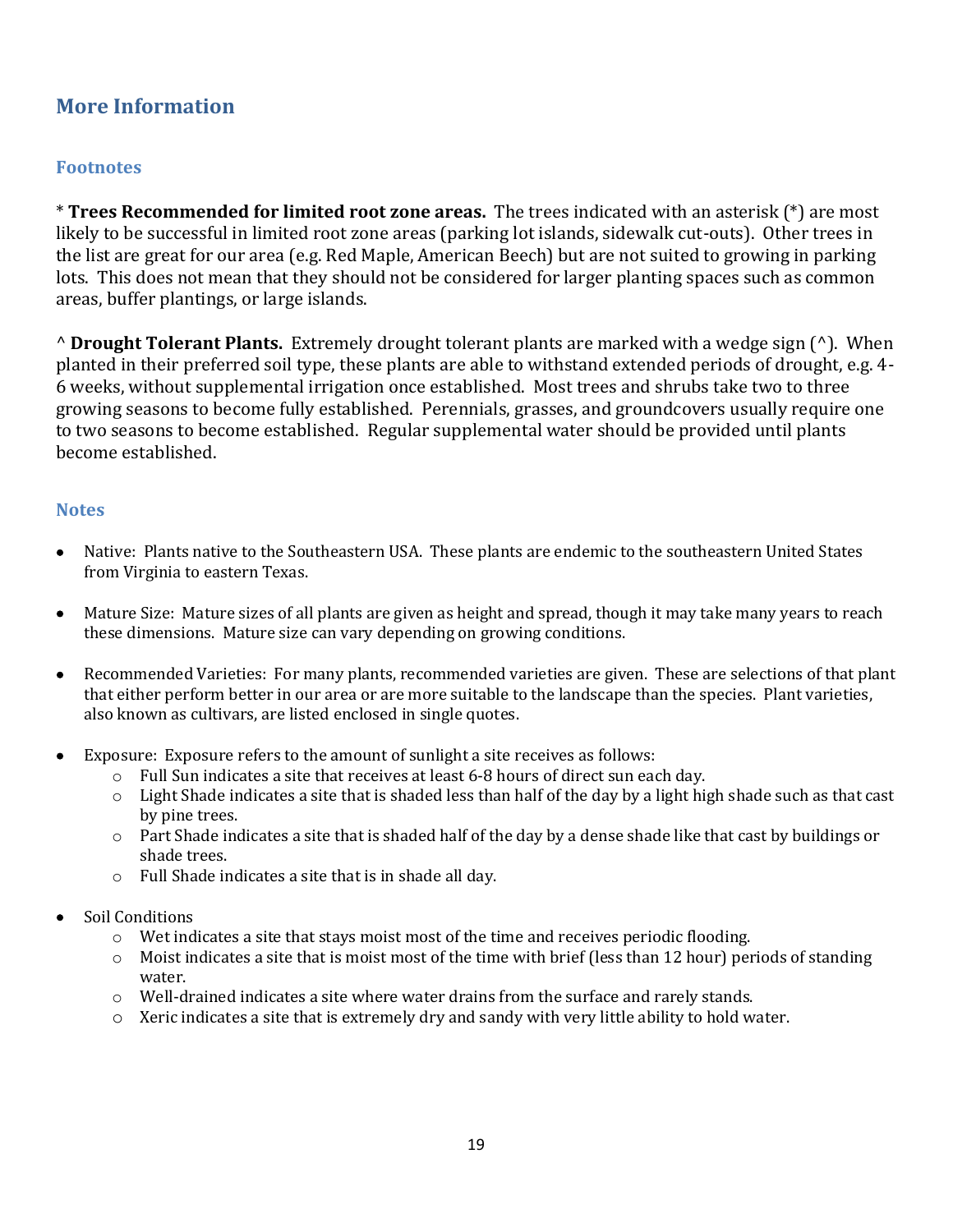## More Information

### Footnotes

* **Trees Recommended for limited root zone areas.** The trees indicated with an asterisk (*) are most likely to be successful in limited root zone areas (parking lot islands, sidewalk cut-outs). Other trees in the list are great for our area (e.g. Red Maple, American Beech) but are not suited to growing in parking lots. This does not mean that they should not be considered for larger planting spaces such as common areas, buffer plantings, or large islands.

^ **Drought Tolerant Plants.** Extremely drought tolerant plants are marked with a wedge sign (^). When planted in their preferred soil type, these plants are able to withstand extended periods of drought, e.g. 4-6 weeks, without supplemental irrigation once established. Most trees and shrubs take two to three growing seasons to become fully established. Perennials, grasses, and groundcovers usually require one to two seasons to become established. Regular supplemental water should be provided until plants become established.

### Notes

- Native: Plants native to the Southeastern USA. These plants are endemic to the southeastern United States from Virginia to eastern Texas.
- Mature Size: Mature sizes of all plants are given as height and spread, though it may take many years to reach these dimensions. Mature size can vary depending on growing conditions.
- Recommended Varieties: For many plants, recommended varieties are given. These are selections of that plant that either perform better in our area or are more suitable to the landscape than the species. Plant varieties, also known as cultivars, are listed enclosed in single quotes.
- Exposure: Exposure refers to the amount of sunlight a site receives as follows:
  - Full Sun indicates a site that receives at least 6-8 hours of direct sun each day.
  - Light Shade indicates a site that is shaded less than half of the day by a light high shade such as that cast by pine trees.
  - Part Shade indicates a site that is shaded half of the day by a dense shade like that cast by buildings or shade trees.
  - Full Shade indicates a site that is in shade all day.
- Soil Conditions
  - Wet indicates a site that stays moist most of the time and receives periodic flooding.
  - Moist indicates a site that is moist most of the time with brief (less than 12 hour) periods of standing water.
  - Well-drained indicates a site where water drains from the surface and rarely stands.
  - Xeric indicates a site that is extremely dry and sandy with very little ability to hold water.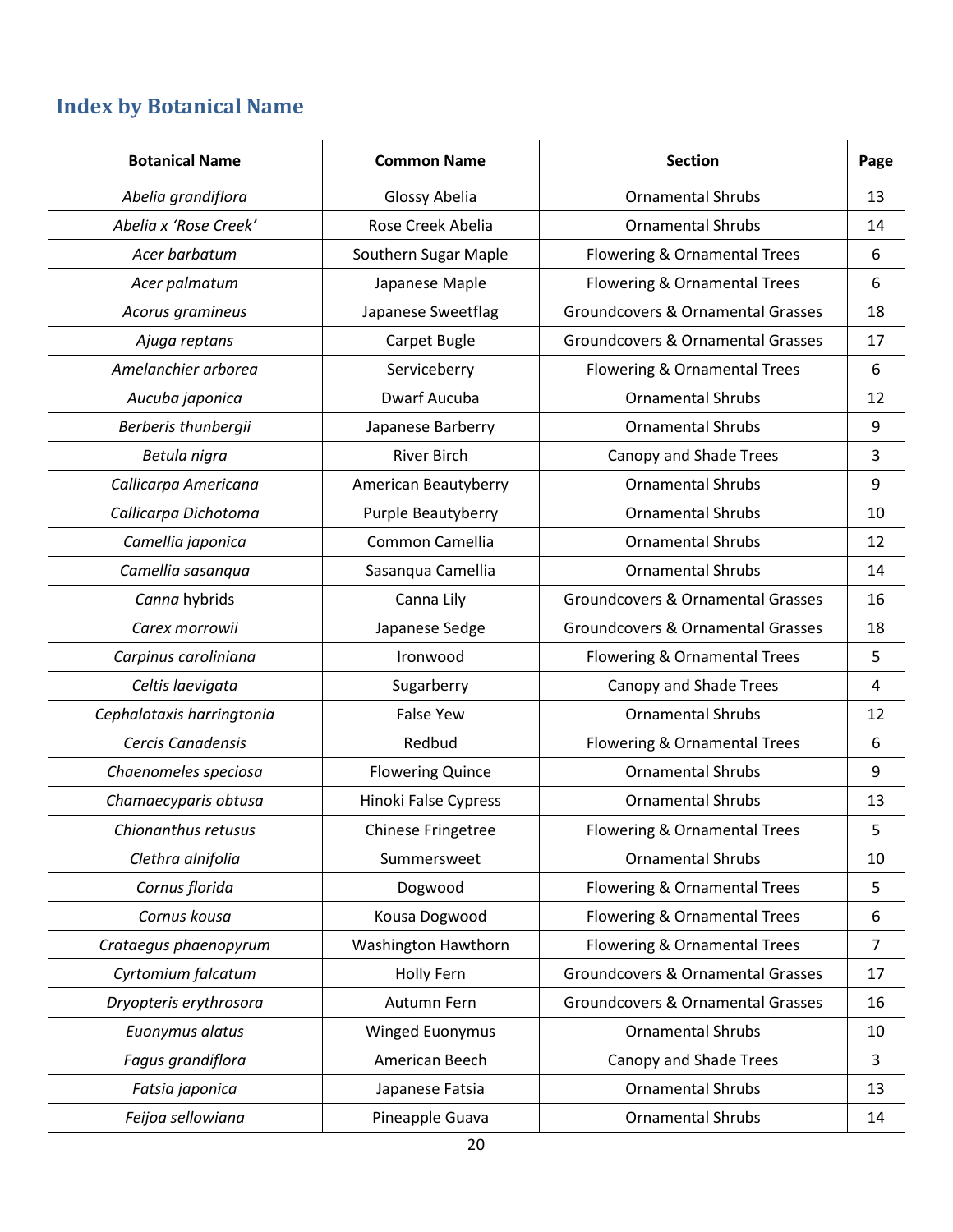## Index by Botanical Name

| Botanical Name | Common Name | Section | Page |
|---|---|---|---|
| *Abelia grandiflora* | Glossy Abelia | Ornamental Shrubs | 13 |
| *Abelia x 'Rose Creek'* | Rose Creek Abelia | Ornamental Shrubs | 14 |
| *Acer barbatum* | Southern Sugar Maple | Flowering & Ornamental Trees | 6 |
| *Acer palmatum* | Japanese Maple | Flowering & Ornamental Trees | 6 |
| *Acorus gramineus* | Japanese Sweetflag | Groundcovers & Ornamental Grasses | 18 |
| *Ajuga reptans* | Carpet Bugle | Groundcovers & Ornamental Grasses | 17 |
| *Amelanchier arborea* | Serviceberry | Flowering & Ornamental Trees | 6 |
| *Aucuba japonica* | Dwarf Aucuba | Ornamental Shrubs | 12 |
| *Berberis thunbergii* | Japanese Barberry | Ornamental Shrubs | 9 |
| *Betula nigra* | River Birch | Canopy and Shade Trees | 3 |
| *Callicarpa Americana* | American Beautyberry | Ornamental Shrubs | 9 |
| *Callicarpa Dichotoma* | Purple Beautyberry | Ornamental Shrubs | 10 |
| *Camellia japonica* | Common Camellia | Ornamental Shrubs | 12 |
| *Camellia sasanqua* | Sasanqua Camellia | Ornamental Shrubs | 14 |
| *Canna* hybrids | Canna Lily | Groundcovers & Ornamental Grasses | 16 |
| *Carex morrowii* | Japanese Sedge | Groundcovers & Ornamental Grasses | 18 |
| *Carpinus caroliniana* | Ironwood | Flowering & Ornamental Trees | 5 |
| *Celtis laevigata* | Sugarberry | Canopy and Shade Trees | 4 |
| *Cephalotaxis harringtonia* | False Yew | Ornamental Shrubs | 12 |
| *Cercis Canadensis* | Redbud | Flowering & Ornamental Trees | 6 |
| *Chaenomeles speciosa* | Flowering Quince | Ornamental Shrubs | 9 |
| *Chamaecyparis obtusa* | Hinoki False Cypress | Ornamental Shrubs | 13 |
| *Chionanthus retusus* | Chinese Fringetree | Flowering & Ornamental Trees | 5 |
| *Clethra alnifolia* | Summersweet | Ornamental Shrubs | 10 |
| *Cornus florida* | Dogwood | Flowering & Ornamental Trees | 5 |
| *Cornus kousa* | Kousa Dogwood | Flowering & Ornamental Trees | 6 |
| *Crataegus phaenopyrum* | Washington Hawthorn | Flowering & Ornamental Trees | 7 |
| *Cyrtomium falcatum* | Holly Fern | Groundcovers & Ornamental Grasses | 17 |
| *Dryopteris erythrosora* | Autumn Fern | Groundcovers & Ornamental Grasses | 16 |
| *Euonymus alatus* | Winged Euonymus | Ornamental Shrubs | 10 |
| *Fagus grandiflora* | American Beech | Canopy and Shade Trees | 3 |
| *Fatsia japonica* | Japanese Fatsia | Ornamental Shrubs | 13 |
| *Feijoa sellowiana* | Pineapple Guava | Ornamental Shrubs | 14 |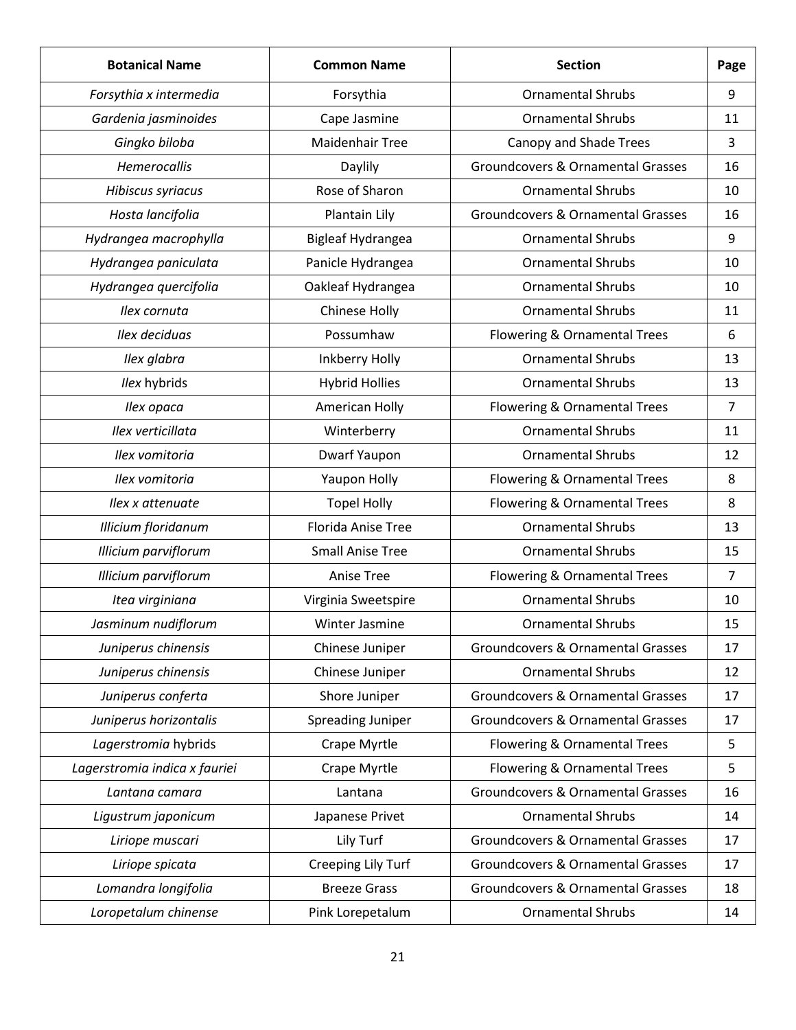| Botanical Name | Common Name | Section | Page |
| --- | --- | --- | --- |
| *Forsythia x intermedia* | Forsythia | Ornamental Shrubs | 9 |
| *Gardenia jasminoides* | Cape Jasmine | Ornamental Shrubs | 11 |
| *Gingko biloba* | Maidenhair Tree | Canopy and Shade Trees | 3 |
| *Hemerocallis* | Daylily | Groundcovers & Ornamental Grasses | 16 |
| *Hibiscus syriacus* | Rose of Sharon | Ornamental Shrubs | 10 |
| *Hosta lancifolia* | Plantain Lily | Groundcovers & Ornamental Grasses | 16 |
| *Hydrangea macrophylla* | Bigleaf Hydrangea | Ornamental Shrubs | 9 |
| *Hydrangea paniculata* | Panicle Hydrangea | Ornamental Shrubs | 10 |
| *Hydrangea quercifolia* | Oakleaf Hydrangea | Ornamental Shrubs | 10 |
| *Ilex cornuta* | Chinese Holly | Ornamental Shrubs | 11 |
| *Ilex deciduas* | Possumhaw | Flowering & Ornamental Trees | 6 |
| *Ilex glabra* | Inkberry Holly | Ornamental Shrubs | 13 |
| *Ilex* hybrids | Hybrid Hollies | Ornamental Shrubs | 13 |
| *Ilex opaca* | American Holly | Flowering & Ornamental Trees | 7 |
| *Ilex verticillata* | Winterberry | Ornamental Shrubs | 11 |
| *Ilex vomitoria* | Dwarf Yaupon | Ornamental Shrubs | 12 |
| *Ilex vomitoria* | Yaupon Holly | Flowering & Ornamental Trees | 8 |
| *Ilex x attenuate* | Topel Holly | Flowering & Ornamental Trees | 8 |
| *Illicium floridanum* | Florida Anise Tree | Ornamental Shrubs | 13 |
| *Illicium parviflorum* | Small Anise Tree | Ornamental Shrubs | 15 |
| *Illicium parviflorum* | Anise Tree | Flowering & Ornamental Trees | 7 |
| *Itea virginiana* | Virginia Sweetspire | Ornamental Shrubs | 10 |
| *Jasminum nudiflorum* | Winter Jasmine | Ornamental Shrubs | 15 |
| *Juniperus chinensis* | Chinese Juniper | Groundcovers & Ornamental Grasses | 17 |
| *Juniperus chinensis* | Chinese Juniper | Ornamental Shrubs | 12 |
| *Juniperus conferta* | Shore Juniper | Groundcovers & Ornamental Grasses | 17 |
| *Juniperus horizontalis* | Spreading Juniper | Groundcovers & Ornamental Grasses | 17 |
| *Lagerstromia* hybrids | Crape Myrtle | Flowering & Ornamental Trees | 5 |
| *Lagerstromia indica x fauriei* | Crape Myrtle | Flowering & Ornamental Trees | 5 |
| *Lantana camara* | Lantana | Groundcovers & Ornamental Grasses | 16 |
| *Ligustrum japonicum* | Japanese Privet | Ornamental Shrubs | 14 |
| *Liriope muscari* | Lily Turf | Groundcovers & Ornamental Grasses | 17 |
| *Liriope spicata* | Creeping Lily Turf | Groundcovers & Ornamental Grasses | 17 |
| *Lomandra longifolia* | Breeze Grass | Groundcovers & Ornamental Grasses | 18 |
| *Loropetalum chinense* | Pink Lorepetalum | Ornamental Shrubs | 14 |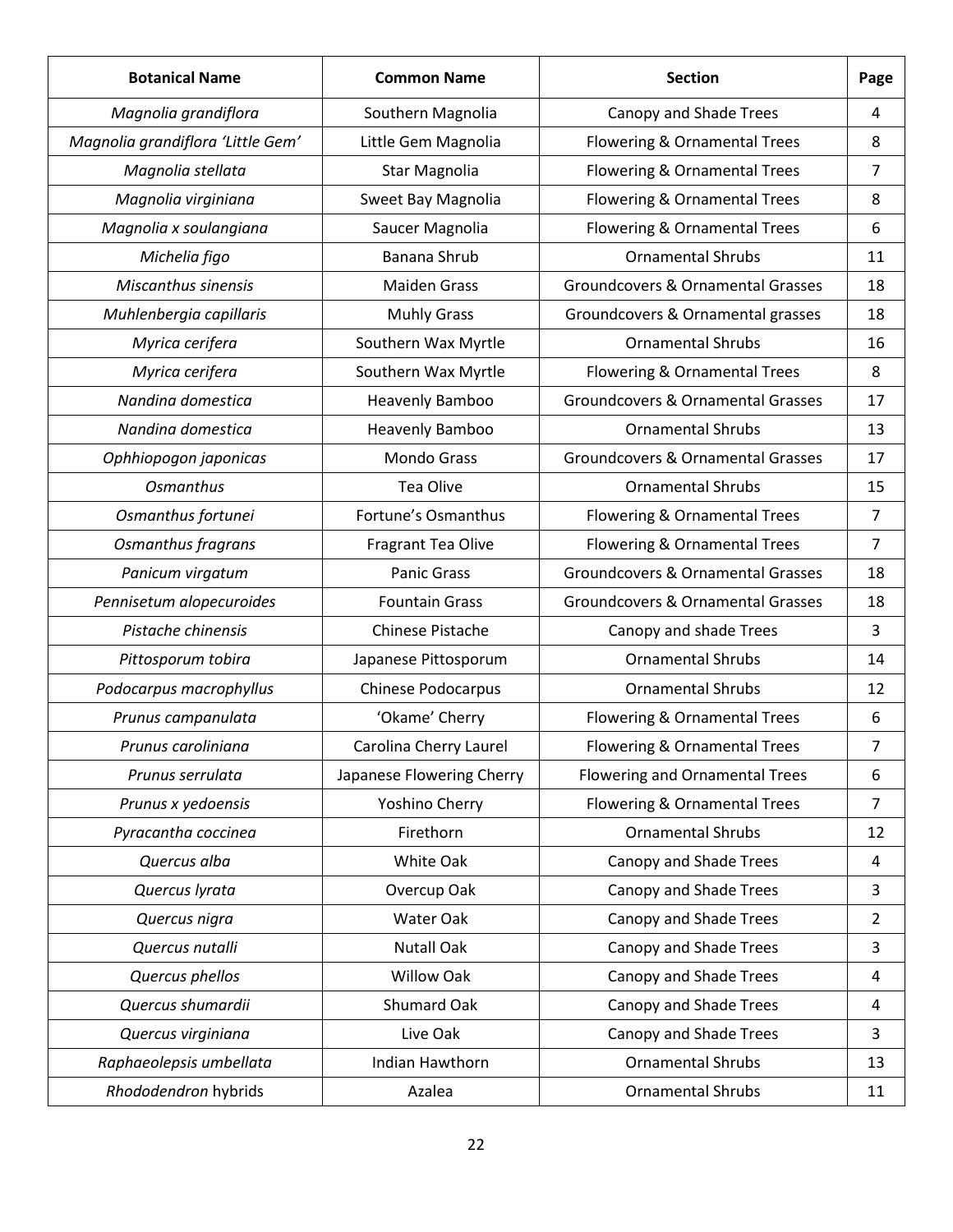| Botanical Name | Common Name | Section | Page |
| --- | --- | --- | --- |
| *Magnolia grandiflora* | Southern Magnolia | Canopy and Shade Trees | 4 |
| *Magnolia grandiflora 'Little Gem'* | Little Gem Magnolia | Flowering & Ornamental Trees | 8 |
| *Magnolia stellata* | Star Magnolia | Flowering & Ornamental Trees | 7 |
| *Magnolia virginiana* | Sweet Bay Magnolia | Flowering & Ornamental Trees | 8 |
| *Magnolia x soulangiana* | Saucer Magnolia | Flowering & Ornamental Trees | 6 |
| *Michelia figo* | Banana Shrub | Ornamental Shrubs | 11 |
| *Miscanthus sinensis* | Maiden Grass | Groundcovers & Ornamental Grasses | 18 |
| *Muhlenbergia capillaris* | Muhly Grass | Groundcovers & Ornamental grasses | 18 |
| *Myrica cerifera* | Southern Wax Myrtle | Ornamental Shrubs | 16 |
| *Myrica cerifera* | Southern Wax Myrtle | Flowering & Ornamental Trees | 8 |
| *Nandina domestica* | Heavenly Bamboo | Groundcovers & Ornamental Grasses | 17 |
| *Nandina domestica* | Heavenly Bamboo | Ornamental Shrubs | 13 |
| *Ophhiopogon japonicas* | Mondo Grass | Groundcovers & Ornamental Grasses | 17 |
| *Osmanthus* | Tea Olive | Ornamental Shrubs | 15 |
| *Osmanthus fortunei* | Fortune's Osmanthus | Flowering & Ornamental Trees | 7 |
| *Osmanthus fragrans* | Fragrant Tea Olive | Flowering & Ornamental Trees | 7 |
| *Panicum virgatum* | Panic Grass | Groundcovers & Ornamental Grasses | 18 |
| *Pennisetum alopecuroides* | Fountain Grass | Groundcovers & Ornamental Grasses | 18 |
| *Pistache chinensis* | Chinese Pistache | Canopy and shade Trees | 3 |
| *Pittosporum tobira* | Japanese Pittosporum | Ornamental Shrubs | 14 |
| *Podocarpus macrophyllus* | Chinese Podocarpus | Ornamental Shrubs | 12 |
| *Prunus campanulata* | 'Okame' Cherry | Flowering & Ornamental Trees | 6 |
| *Prunus caroliniana* | Carolina Cherry Laurel | Flowering & Ornamental Trees | 7 |
| *Prunus serrulata* | Japanese Flowering Cherry | Flowering and Ornamental Trees | 6 |
| *Prunus x yedoensis* | Yoshino Cherry | Flowering & Ornamental Trees | 7 |
| *Pyracantha coccinea* | Firethorn | Ornamental Shrubs | 12 |
| *Quercus alba* | White Oak | Canopy and Shade Trees | 4 |
| *Quercus lyrata* | Overcup Oak | Canopy and Shade Trees | 3 |
| *Quercus nigra* | Water Oak | Canopy and Shade Trees | 2 |
| *Quercus nutalli* | Nutall Oak | Canopy and Shade Trees | 3 |
| *Quercus phellos* | Willow Oak | Canopy and Shade Trees | 4 |
| *Quercus shumardii* | Shumard Oak | Canopy and Shade Trees | 4 |
| *Quercus virginiana* | Live Oak | Canopy and Shade Trees | 3 |
| *Raphaeolepsis umbellata* | Indian Hawthorn | Ornamental Shrubs | 13 |
| *Rhododendron* hybrids | Azalea | Ornamental Shrubs | 11 |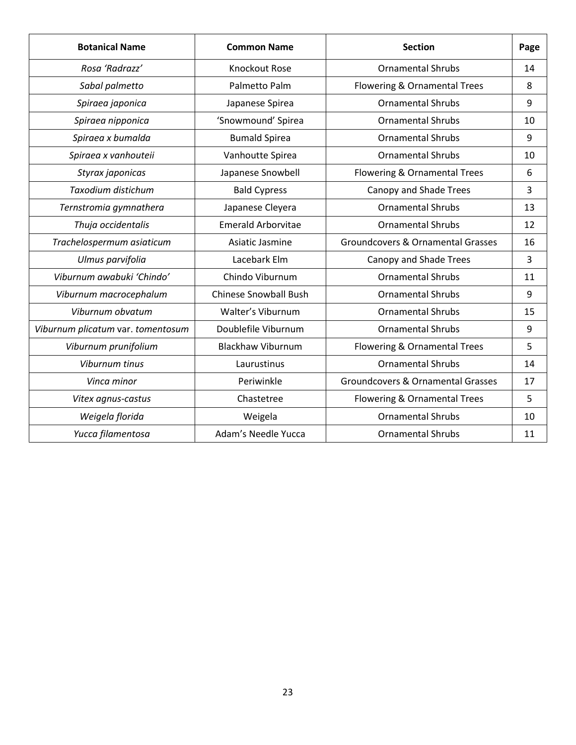| Botanical Name | Common Name | Section | Page |
|---|---|---|---|
| *Rosa 'Radrazz'* | Knockout Rose | Ornamental Shrubs | 14 |
| *Sabal palmetto* | Palmetto Palm | Flowering & Ornamental Trees | 8 |
| *Spiraea japonica* | Japanese Spirea | Ornamental Shrubs | 9 |
| *Spiraea nipponica* | 'Snowmound' Spirea | Ornamental Shrubs | 10 |
| *Spiraea x bumalda* | Bumald Spirea | Ornamental Shrubs | 9 |
| *Spiraea x vanhouteii* | Vanhoutte Spirea | Ornamental Shrubs | 10 |
| *Styrax japonicas* | Japanese Snowbell | Flowering & Ornamental Trees | 6 |
| *Taxodium distichum* | Bald Cypress | Canopy and Shade Trees | 3 |
| *Ternstromia gymnathera* | Japanese Cleyera | Ornamental Shrubs | 13 |
| *Thuja occidentalis* | Emerald Arborvitae | Ornamental Shrubs | 12 |
| *Trachelospermum asiaticum* | Asiatic Jasmine | Groundcovers & Ornamental Grasses | 16 |
| *Ulmus parvifolia* | Lacebark Elm | Canopy and Shade Trees | 3 |
| *Viburnum awabuki 'Chindo'* | Chindo Viburnum | Ornamental Shrubs | 11 |
| *Viburnum macrocephalum* | Chinese Snowball Bush | Ornamental Shrubs | 9 |
| *Viburnum obvatum* | Walter's Viburnum | Ornamental Shrubs | 15 |
| *Viburnum plicatum* var. *tomentosum* | Doublefile Viburnum | Ornamental Shrubs | 9 |
| *Viburnum prunifolium* | Blackhaw Viburnum | Flowering & Ornamental Trees | 5 |
| *Viburnum tinus* | Laurustinus | Ornamental Shrubs | 14 |
| *Vinca minor* | Periwinkle | Groundcovers & Ornamental Grasses | 17 |
| *Vitex agnus-castus* | Chastetree | Flowering & Ornamental Trees | 5 |
| *Weigela florida* | Weigela | Ornamental Shrubs | 10 |
| *Yucca filamentosa* | Adam's Needle Yucca | Ornamental Shrubs | 11 |